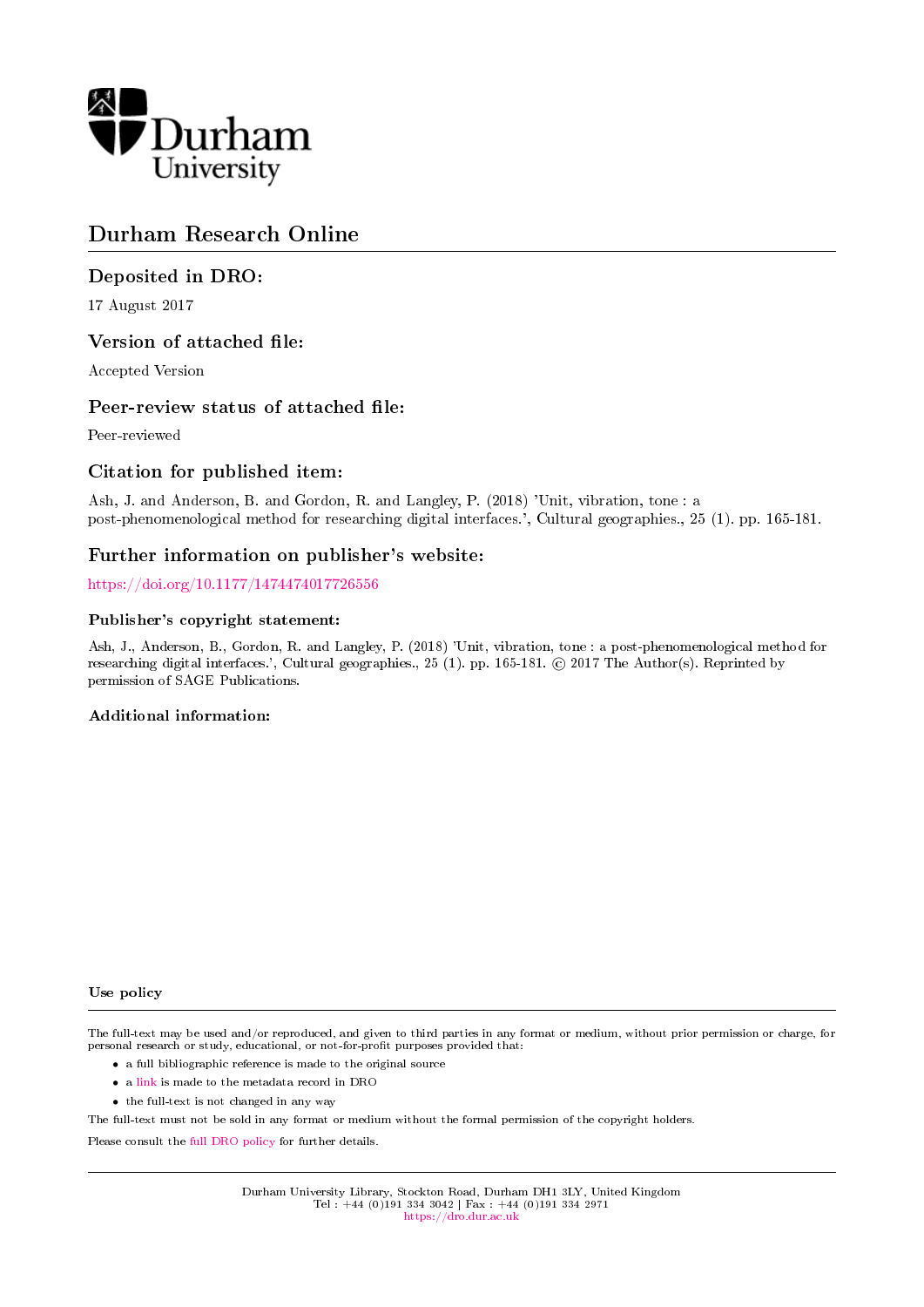Durham University

# Durham Research Online

## Deposited in DRO:

17 August 2017

## Version of attached file:

Accepted Version

## Peer-review status of attached file:

Peer-reviewed

## Citation for published item:

Ash, J. and Anderson, B. and Gordon, R. and Langley, P. (2018) 'Unit, vibration, tone : a post-phenomenological method for researching digital interfaces.', Cultural geographies., 25 (1). pp. 165-181.

## Further information on publisher's website:

https://doi.org/10.1177/1474474017726556

### Publisher's copyright statement:

Ash, J., Anderson, B., Gordon, R. and Langley, P. (2018) 'Unit, vibration, tone : a post-phenomenological method for researching digital interfaces.', Cultural geographies., 25 (1). pp. 165-181. © 2017 The Author(s). Reprinted by permission of SAGE Publications.

### Additional information:

### Use policy

The full-text may be used and/or reproduced, and given to third parties in any format or medium, without prior permission or charge, for personal research or study, educational, or not-for-profit purposes provided that:

- a full bibliographic reference is made to the original source
- a link is made to the metadata record in DRO
- the full-text is not changed in any way

The full-text must not be sold in any format or medium without the formal permission of the copyright holders.

Please consult the full DRO policy for further details.

Durham University Library, Stockton Road, Durham DH1 3LY, United Kingdom
Tel : +44 (0)191 334 3042 | Fax : +44 (0)191 334 2971
https://dro.dur.ac.uk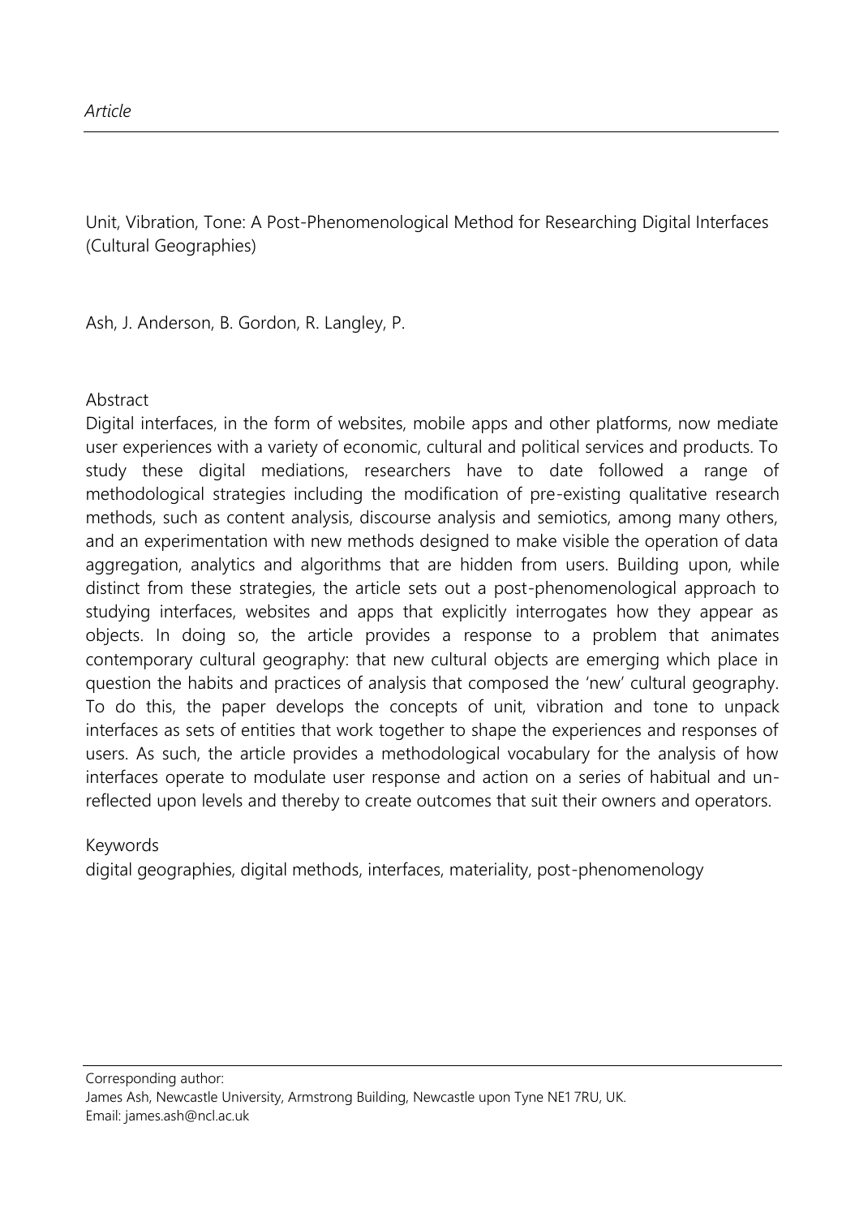*Article*

Unit, Vibration, Tone: A Post-Phenomenological Method for Researching Digital Interfaces (Cultural Geographies)

Ash, J. Anderson, B. Gordon, R. Langley, P.

## Abstract

Digital interfaces, in the form of websites, mobile apps and other platforms, now mediate user experiences with a variety of economic, cultural and political services and products. To study these digital mediations, researchers have to date followed a range of methodological strategies including the modification of pre-existing qualitative research methods, such as content analysis, discourse analysis and semiotics, among many others, and an experimentation with new methods designed to make visible the operation of data aggregation, analytics and algorithms that are hidden from users. Building upon, while distinct from these strategies, the article sets out a post-phenomenological approach to studying interfaces, websites and apps that explicitly interrogates how they appear as objects. In doing so, the article provides a response to a problem that animates contemporary cultural geography: that new cultural objects are emerging which place in question the habits and practices of analysis that composed the 'new' cultural geography. To do this, the paper develops the concepts of unit, vibration and tone to unpack interfaces as sets of entities that work together to shape the experiences and responses of users. As such, the article provides a methodological vocabulary for the analysis of how interfaces operate to modulate user response and action on a series of habitual and un-reflected upon levels and thereby to create outcomes that suit their owners and operators.

## Keywords

digital geographies, digital methods, interfaces, materiality, post-phenomenology

Corresponding author:
James Ash, Newcastle University, Armstrong Building, Newcastle upon Tyne NE1 7RU, UK.
Email: james.ash@ncl.ac.uk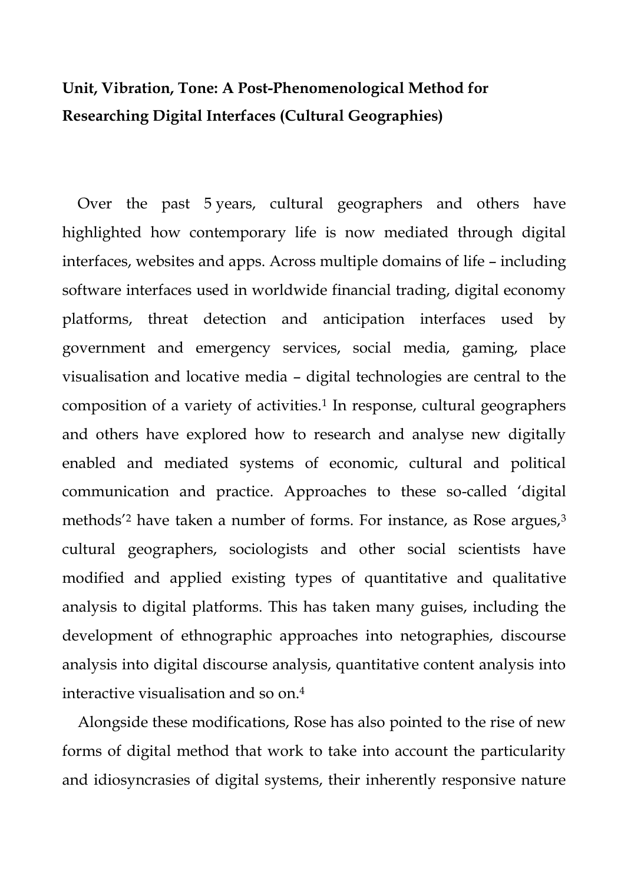**Unit, Vibration, Tone: A Post-Phenomenological Method for Researching Digital Interfaces (Cultural Geographies)**

Over the past 5 years, cultural geographers and others have highlighted how contemporary life is now mediated through digital interfaces, websites and apps. Across multiple domains of life – including software interfaces used in worldwide financial trading, digital economy platforms, threat detection and anticipation interfaces used by government and emergency services, social media, gaming, place visualisation and locative media – digital technologies are central to the composition of a variety of activities.[1] In response, cultural geographers and others have explored how to research and analyse new digitally enabled and mediated systems of economic, cultural and political communication and practice. Approaches to these so-called 'digital methods'[2] have taken a number of forms. For instance, as Rose argues,[3] cultural geographers, sociologists and other social scientists have modified and applied existing types of quantitative and qualitative analysis to digital platforms. This has taken many guises, including the development of ethnographic approaches into netographies, discourse analysis into digital discourse analysis, quantitative content analysis into interactive visualisation and so on.[4]

Alongside these modifications, Rose has also pointed to the rise of new forms of digital method that work to take into account the particularity and idiosyncrasies of digital systems, their inherently responsive nature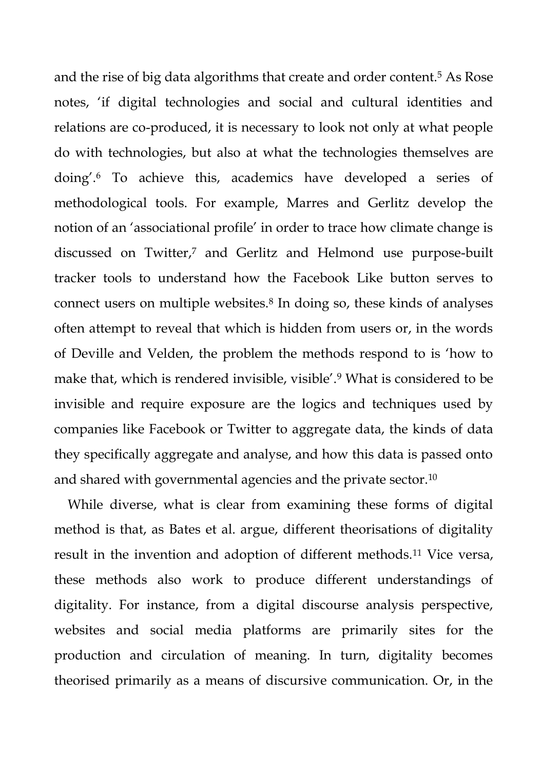and the rise of big data algorithms that create and order content.[5] As Rose notes, 'if digital technologies and social and cultural identities and relations are co-produced, it is necessary to look not only at what people do with technologies, but also at what the technologies themselves are doing'.[6] To achieve this, academics have developed a series of methodological tools. For example, Marres and Gerlitz develop the notion of an 'associational profile' in order to trace how climate change is discussed on Twitter,[7] and Gerlitz and Helmond use purpose-built tracker tools to understand how the Facebook Like button serves to connect users on multiple websites.[8] In doing so, these kinds of analyses often attempt to reveal that which is hidden from users or, in the words of Deville and Velden, the problem the methods respond to is 'how to make that, which is rendered invisible, visible'.[9] What is considered to be invisible and require exposure are the logics and techniques used by companies like Facebook or Twitter to aggregate data, the kinds of data they specifically aggregate and analyse, and how this data is passed onto and shared with governmental agencies and the private sector.[10]

While diverse, what is clear from examining these forms of digital method is that, as Bates et al. argue, different theorisations of digitality result in the invention and adoption of different methods.[11] Vice versa, these methods also work to produce different understandings of digitality. For instance, from a digital discourse analysis perspective, websites and social media platforms are primarily sites for the production and circulation of meaning. In turn, digitality becomes theorised primarily as a means of discursive communication. Or, in the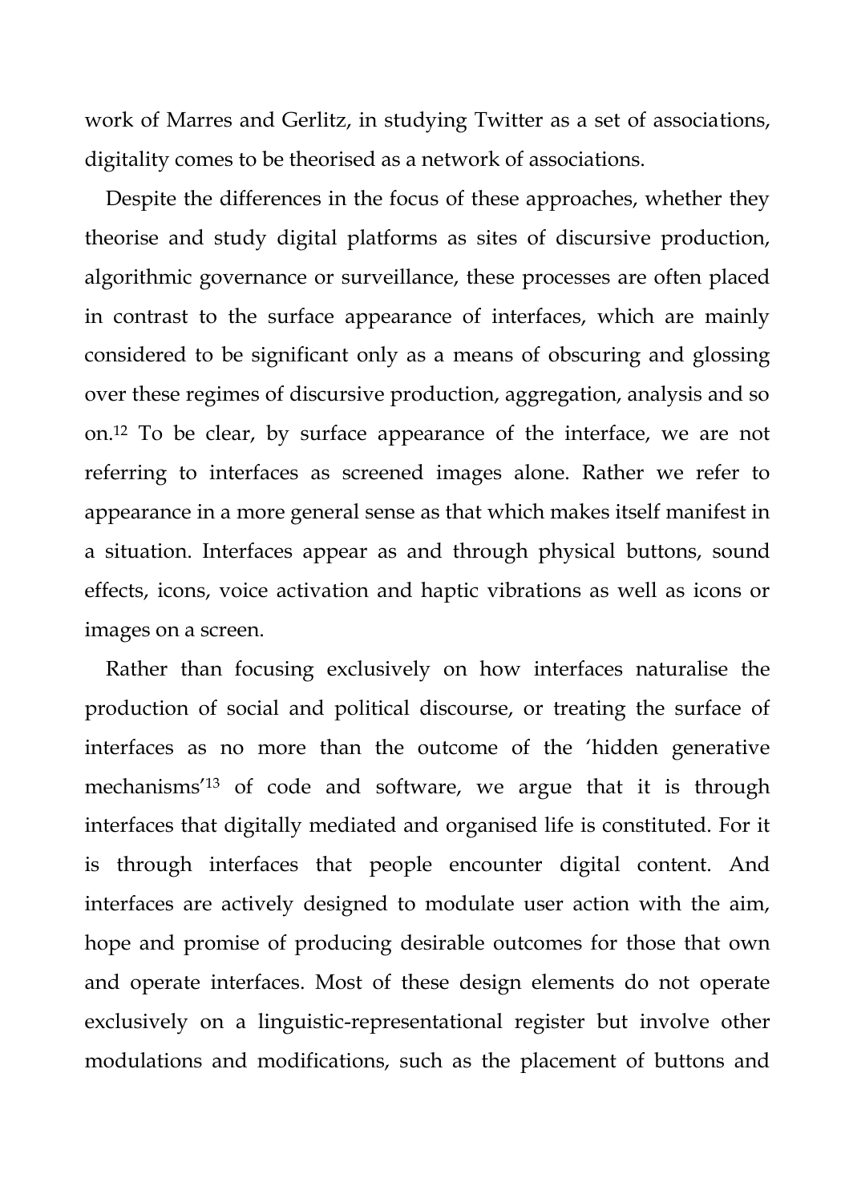work of Marres and Gerlitz, in studying Twitter as a set of associations, digitality comes to be theorised as a network of associations.

Despite the differences in the focus of these approaches, whether they theorise and study digital platforms as sites of discursive production, algorithmic governance or surveillance, these processes are often placed in contrast to the surface appearance of interfaces, which are mainly considered to be significant only as a means of obscuring and glossing over these regimes of discursive production, aggregation, analysis and so on.[12] To be clear, by surface appearance of the interface, we are not referring to interfaces as screened images alone. Rather we refer to appearance in a more general sense as that which makes itself manifest in a situation. Interfaces appear as and through physical buttons, sound effects, icons, voice activation and haptic vibrations as well as icons or images on a screen.

Rather than focusing exclusively on how interfaces naturalise the production of social and political discourse, or treating the surface of interfaces as no more than the outcome of the 'hidden generative mechanisms'[13] of code and software, we argue that it is through interfaces that digitally mediated and organised life is constituted. For it is through interfaces that people encounter digital content. And interfaces are actively designed to modulate user action with the aim, hope and promise of producing desirable outcomes for those that own and operate interfaces. Most of these design elements do not operate exclusively on a linguistic-representational register but involve other modulations and modifications, such as the placement of buttons and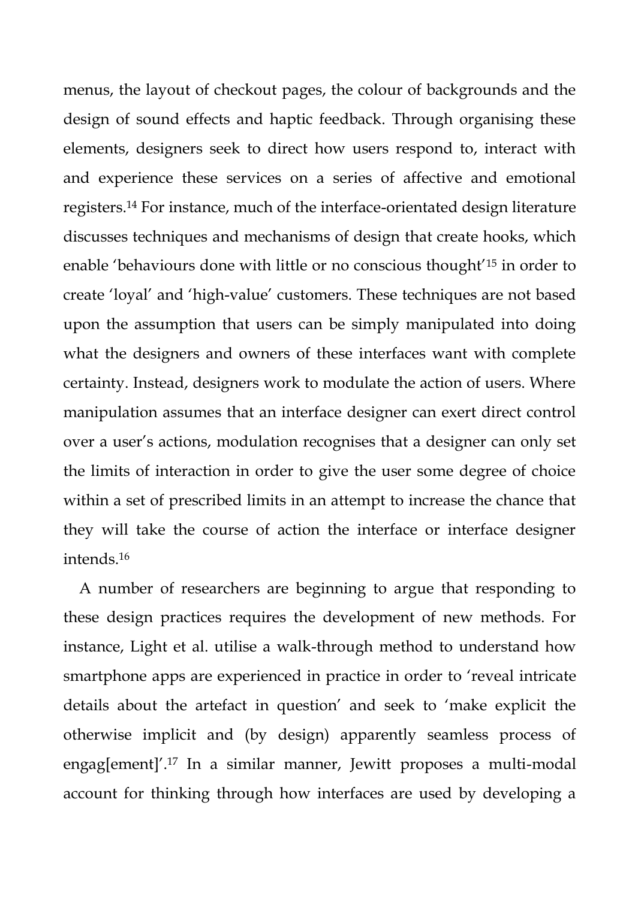menus, the layout of checkout pages, the colour of backgrounds and the design of sound effects and haptic feedback. Through organising these elements, designers seek to direct how users respond to, interact with and experience these services on a series of affective and emotional registers.[14] For instance, much of the interface-orientated design literature discusses techniques and mechanisms of design that create hooks, which enable 'behaviours done with little or no conscious thought'[15] in order to create 'loyal' and 'high-value' customers. These techniques are not based upon the assumption that users can be simply manipulated into doing what the designers and owners of these interfaces want with complete certainty. Instead, designers work to modulate the action of users. Where manipulation assumes that an interface designer can exert direct control over a user's actions, modulation recognises that a designer can only set the limits of interaction in order to give the user some degree of choice within a set of prescribed limits in an attempt to increase the chance that they will take the course of action the interface or interface designer intends.[16]

A number of researchers are beginning to argue that responding to these design practices requires the development of new methods. For instance, Light et al. utilise a walk-through method to understand how smartphone apps are experienced in practice in order to 'reveal intricate details about the artefact in question' and seek to 'make explicit the otherwise implicit and (by design) apparently seamless process of engag[ement]'.[17] In a similar manner, Jewitt proposes a multi-modal account for thinking through how interfaces are used by developing a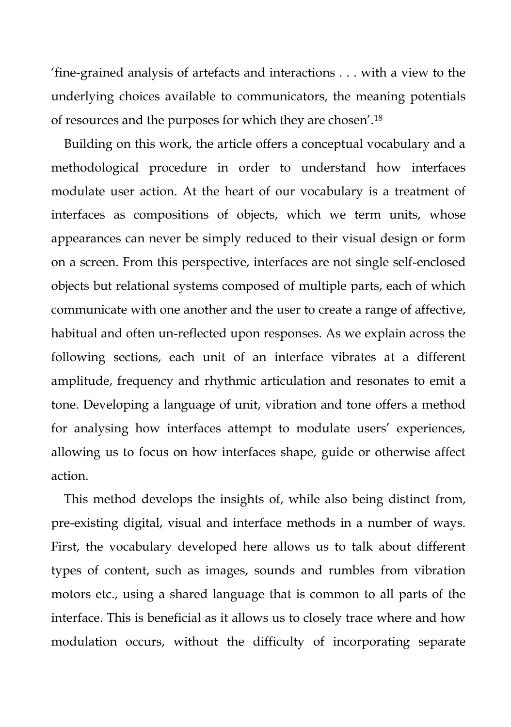‘fine-grained analysis of artefacts and interactions . . . with a view to the underlying choices available to communicators, the meaning potentials of resources and the purposes for which they are chosen’.[18]

Building on this work, the article offers a conceptual vocabulary and a methodological procedure in order to understand how interfaces modulate user action. At the heart of our vocabulary is a treatment of interfaces as compositions of objects, which we term units, whose appearances can never be simply reduced to their visual design or form on a screen. From this perspective, interfaces are not single self-enclosed objects but relational systems composed of multiple parts, each of which communicate with one another and the user to create a range of affective, habitual and often un-reflected upon responses. As we explain across the following sections, each unit of an interface vibrates at a different amplitude, frequency and rhythmic articulation and resonates to emit a tone. Developing a language of unit, vibration and tone offers a method for analysing how interfaces attempt to modulate users’ experiences, allowing us to focus on how interfaces shape, guide or otherwise affect action.

This method develops the insights of, while also being distinct from, pre-existing digital, visual and interface methods in a number of ways. First, the vocabulary developed here allows us to talk about different types of content, such as images, sounds and rumbles from vibration motors etc., using a shared language that is common to all parts of the interface. This is beneficial as it allows us to closely trace where and how modulation occurs, without the difficulty of incorporating separate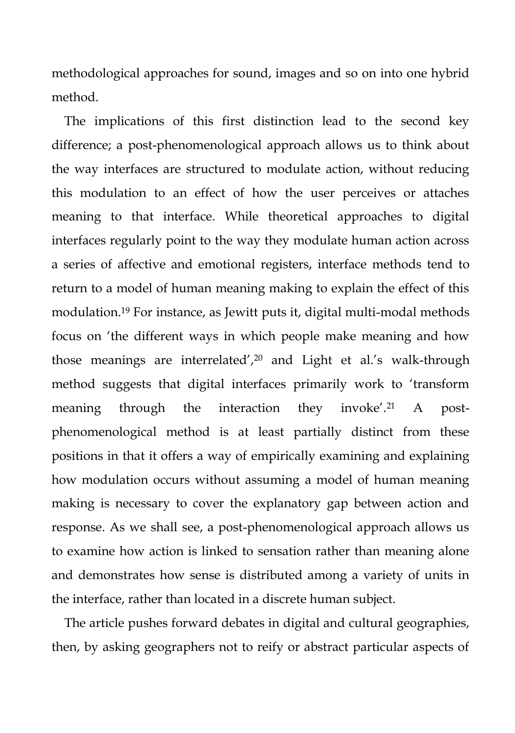methodological approaches for sound, images and so on into one hybrid method.

The implications of this first distinction lead to the second key difference; a post-phenomenological approach allows us to think about the way interfaces are structured to modulate action, without reducing this modulation to an effect of how the user perceives or attaches meaning to that interface. While theoretical approaches to digital interfaces regularly point to the way they modulate human action across a series of affective and emotional registers, interface methods tend to return to a model of human meaning making to explain the effect of this modulation.[19] For instance, as Jewitt puts it, digital multi-modal methods focus on 'the different ways in which people make meaning and how those meanings are interrelated',[20] and Light et al.'s walk-through method suggests that digital interfaces primarily work to 'transform meaning through the interaction they invoke'.[21] A post-phenomenological method is at least partially distinct from these positions in that it offers a way of empirically examining and explaining how modulation occurs without assuming a model of human meaning making is necessary to cover the explanatory gap between action and response. As we shall see, a post-phenomenological approach allows us to examine how action is linked to sensation rather than meaning alone and demonstrates how sense is distributed among a variety of units in the interface, rather than located in a discrete human subject.

The article pushes forward debates in digital and cultural geographies, then, by asking geographers not to reify or abstract particular aspects of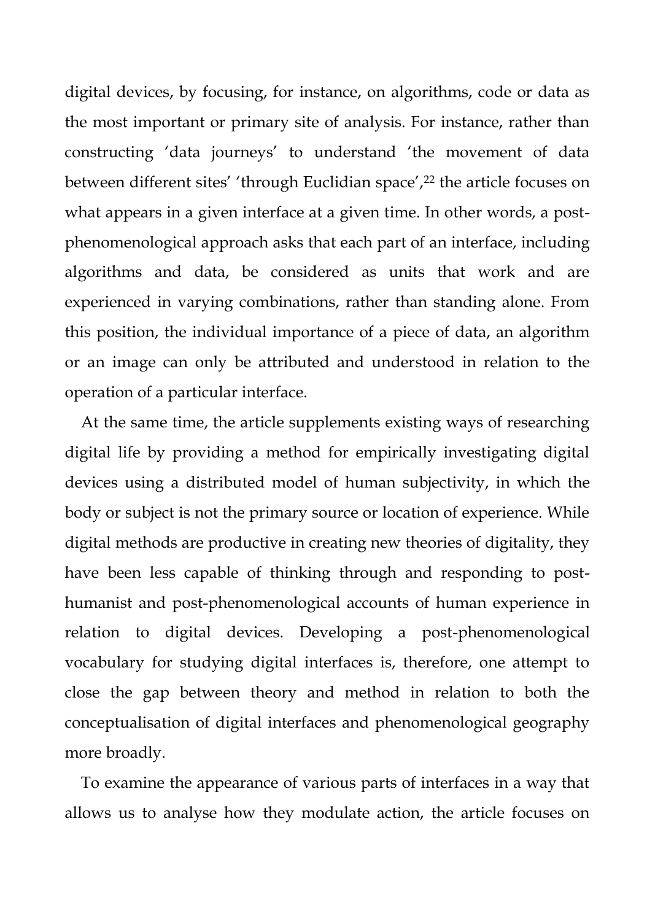digital devices, by focusing, for instance, on algorithms, code or data as the most important or primary site of analysis. For instance, rather than constructing 'data journeys' to understand 'the movement of data between different sites' 'through Euclidian space',[22] the article focuses on what appears in a given interface at a given time. In other words, a post-phenomenological approach asks that each part of an interface, including algorithms and data, be considered as units that work and are experienced in varying combinations, rather than standing alone. From this position, the individual importance of a piece of data, an algorithm or an image can only be attributed and understood in relation to the operation of a particular interface.

At the same time, the article supplements existing ways of researching digital life by providing a method for empirically investigating digital devices using a distributed model of human subjectivity, in which the body or subject is not the primary source or location of experience. While digital methods are productive in creating new theories of digitality, they have been less capable of thinking through and responding to post-humanist and post-phenomenological accounts of human experience in relation to digital devices. Developing a post-phenomenological vocabulary for studying digital interfaces is, therefore, one attempt to close the gap between theory and method in relation to both the conceptualisation of digital interfaces and phenomenological geography more broadly.

To examine the appearance of various parts of interfaces in a way that allows us to analyse how they modulate action, the article focuses on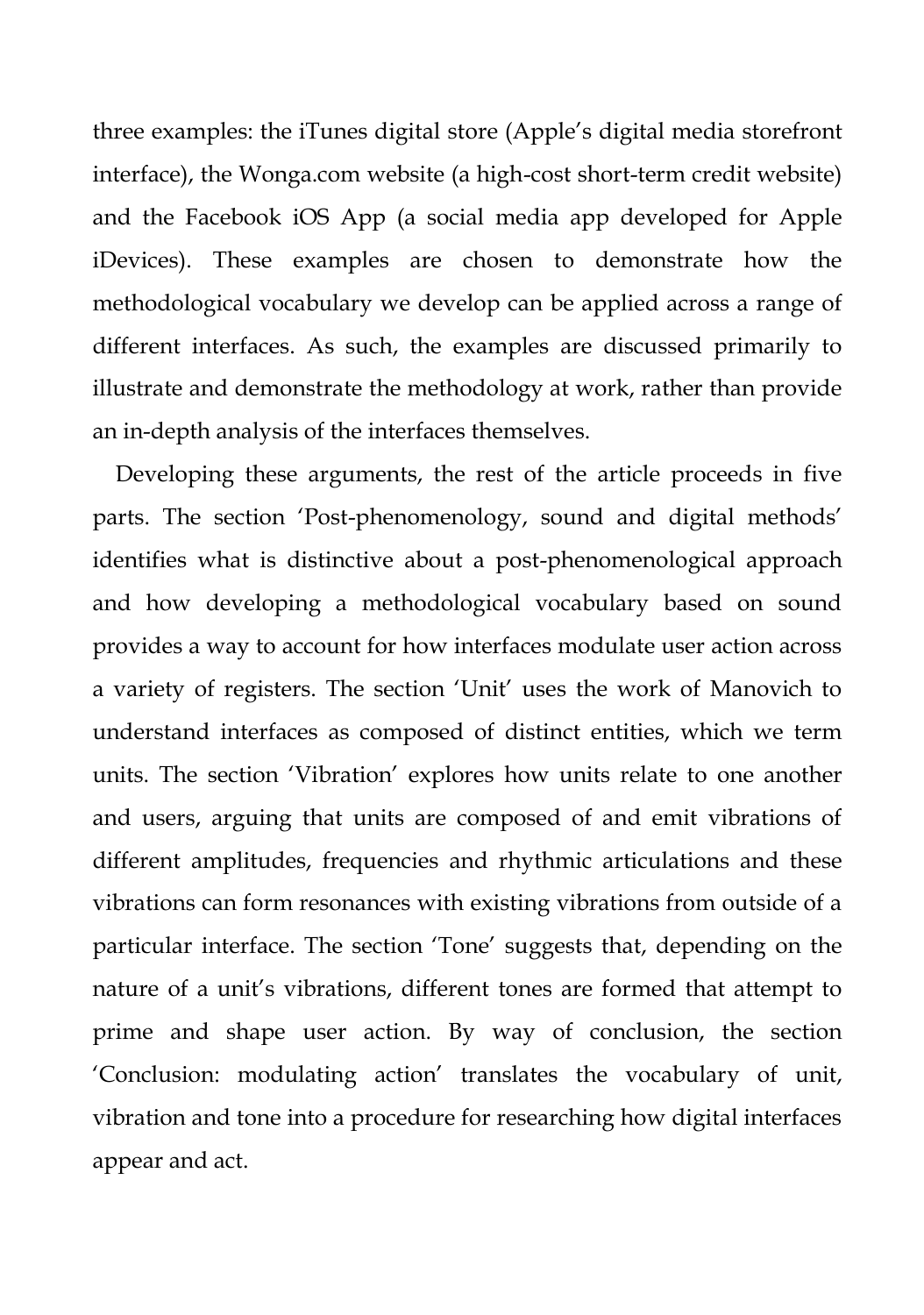three examples: the iTunes digital store (Apple's digital media storefront interface), the Wonga.com website (a high-cost short-term credit website) and the Facebook iOS App (a social media app developed for Apple iDevices). These examples are chosen to demonstrate how the methodological vocabulary we develop can be applied across a range of different interfaces. As such, the examples are discussed primarily to illustrate and demonstrate the methodology at work, rather than provide an in-depth analysis of the interfaces themselves.

Developing these arguments, the rest of the article proceeds in five parts. The section 'Post-phenomenology, sound and digital methods' identifies what is distinctive about a post-phenomenological approach and how developing a methodological vocabulary based on sound provides a way to account for how interfaces modulate user action across a variety of registers. The section 'Unit' uses the work of Manovich to understand interfaces as composed of distinct entities, which we term units. The section 'Vibration' explores how units relate to one another and users, arguing that units are composed of and emit vibrations of different amplitudes, frequencies and rhythmic articulations and these vibrations can form resonances with existing vibrations from outside of a particular interface. The section 'Tone' suggests that, depending on the nature of a unit's vibrations, different tones are formed that attempt to prime and shape user action. By way of conclusion, the section 'Conclusion: modulating action' translates the vocabulary of unit, vibration and tone into a procedure for researching how digital interfaces appear and act.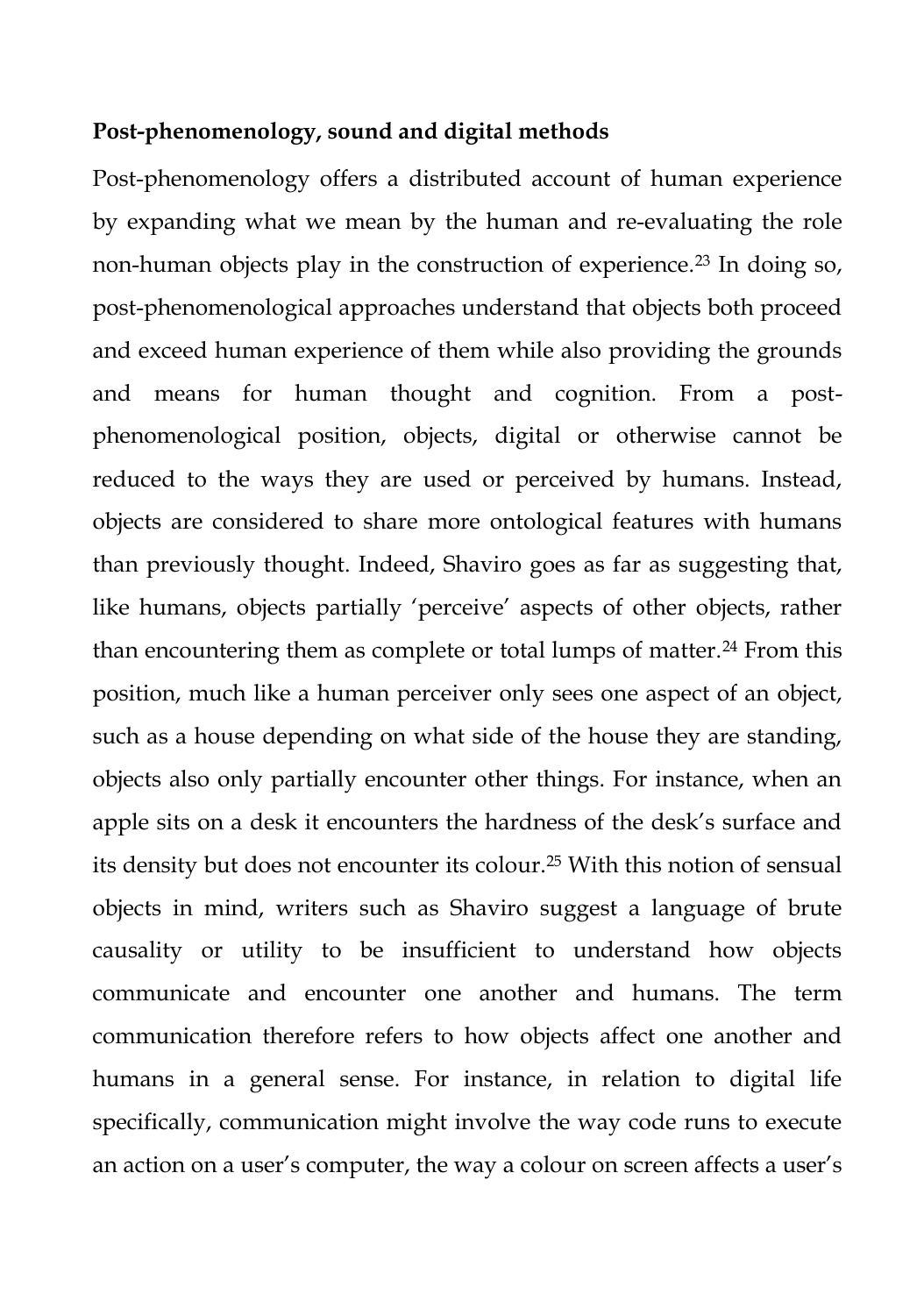**Post-phenomenology, sound and digital methods**

Post-phenomenology offers a distributed account of human experience by expanding what we mean by the human and re-evaluating the role non-human objects play in the construction of experience.[23] In doing so, post-phenomenological approaches understand that objects both proceed and exceed human experience of them while also providing the grounds and means for human thought and cognition. From a post-phenomenological position, objects, digital or otherwise cannot be reduced to the ways they are used or perceived by humans. Instead, objects are considered to share more ontological features with humans than previously thought. Indeed, Shaviro goes as far as suggesting that, like humans, objects partially 'perceive' aspects of other objects, rather than encountering them as complete or total lumps of matter.[24] From this position, much like a human perceiver only sees one aspect of an object, such as a house depending on what side of the house they are standing, objects also only partially encounter other things. For instance, when an apple sits on a desk it encounters the hardness of the desk's surface and its density but does not encounter its colour.[25] With this notion of sensual objects in mind, writers such as Shaviro suggest a language of brute causality or utility to be insufficient to understand how objects communicate and encounter one another and humans. The term communication therefore refers to how objects affect one another and humans in a general sense. For instance, in relation to digital life specifically, communication might involve the way code runs to execute an action on a user's computer, the way a colour on screen affects a user's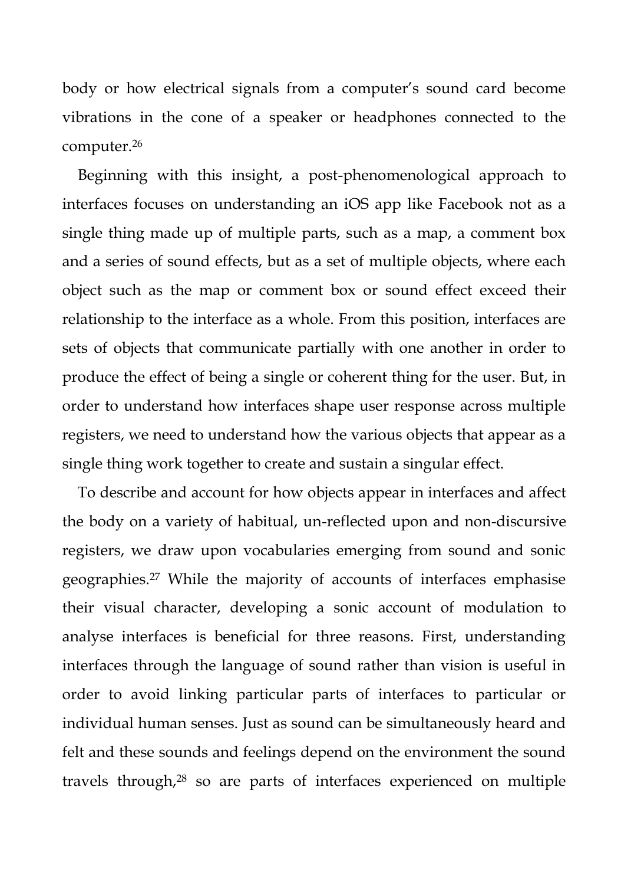body or how electrical signals from a computer's sound card become vibrations in the cone of a speaker or headphones connected to the computer.[26]

Beginning with this insight, a post-phenomenological approach to interfaces focuses on understanding an iOS app like Facebook not as a single thing made up of multiple parts, such as a map, a comment box and a series of sound effects, but as a set of multiple objects, where each object such as the map or comment box or sound effect exceed their relationship to the interface as a whole. From this position, interfaces are sets of objects that communicate partially with one another in order to produce the effect of being a single or coherent thing for the user. But, in order to understand how interfaces shape user response across multiple registers, we need to understand how the various objects that appear as a single thing work together to create and sustain a singular effect.

To describe and account for how objects appear in interfaces and affect the body on a variety of habitual, un-reflected upon and non-discursive registers, we draw upon vocabularies emerging from sound and sonic geographies.[27] While the majority of accounts of interfaces emphasise their visual character, developing a sonic account of modulation to analyse interfaces is beneficial for three reasons. First, understanding interfaces through the language of sound rather than vision is useful in order to avoid linking particular parts of interfaces to particular or individual human senses. Just as sound can be simultaneously heard and felt and these sounds and feelings depend on the environment the sound travels through,[28] so are parts of interfaces experienced on multiple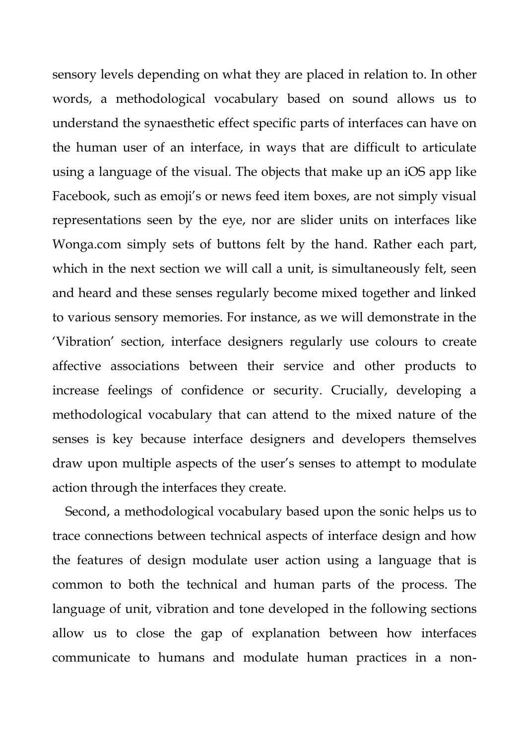sensory levels depending on what they are placed in relation to. In other words, a methodological vocabulary based on sound allows us to understand the synaesthetic effect specific parts of interfaces can have on the human user of an interface, in ways that are difficult to articulate using a language of the visual. The objects that make up an iOS app like Facebook, such as emoji's or news feed item boxes, are not simply visual representations seen by the eye, nor are slider units on interfaces like Wonga.com simply sets of buttons felt by the hand. Rather each part, which in the next section we will call a unit, is simultaneously felt, seen and heard and these senses regularly become mixed together and linked to various sensory memories. For instance, as we will demonstrate in the 'Vibration' section, interface designers regularly use colours to create affective associations between their service and other products to increase feelings of confidence or security. Crucially, developing a methodological vocabulary that can attend to the mixed nature of the senses is key because interface designers and developers themselves draw upon multiple aspects of the user's senses to attempt to modulate action through the interfaces they create.

Second, a methodological vocabulary based upon the sonic helps us to trace connections between technical aspects of interface design and how the features of design modulate user action using a language that is common to both the technical and human parts of the process. The language of unit, vibration and tone developed in the following sections allow us to close the gap of explanation between how interfaces communicate to humans and modulate human practices in a non-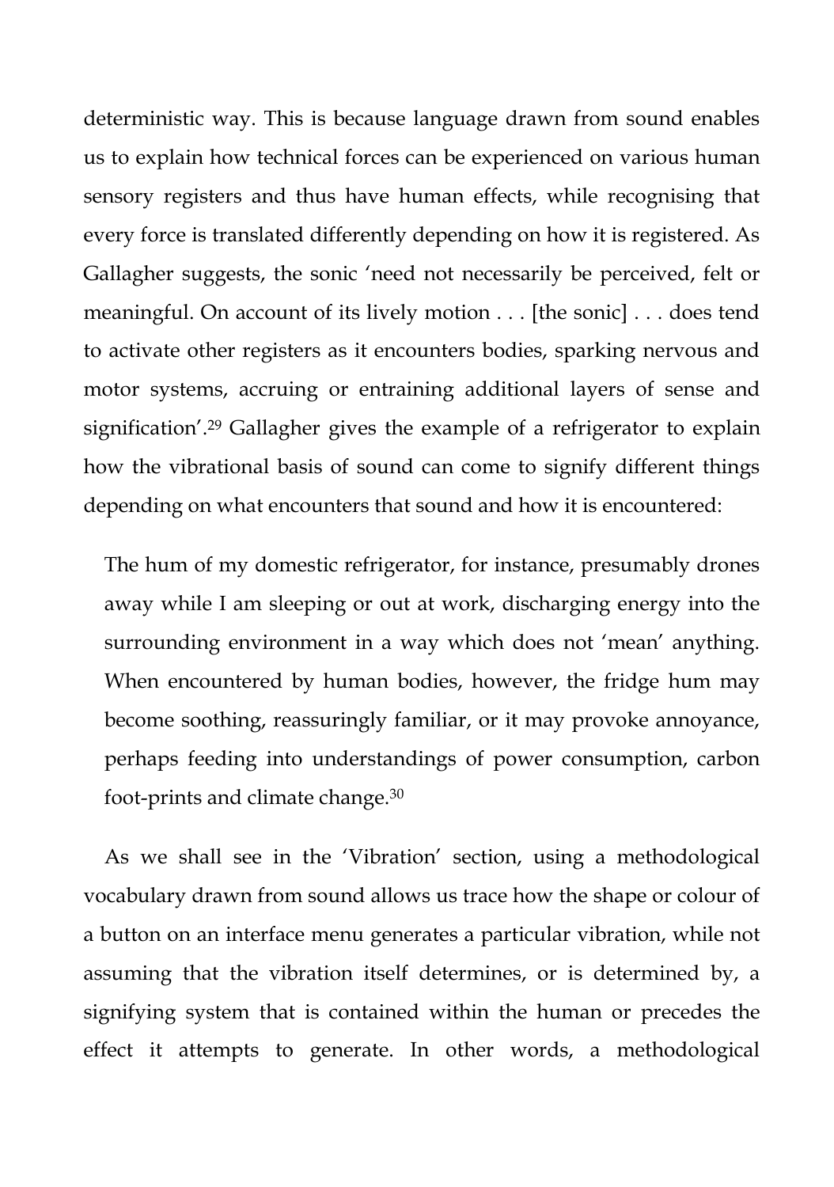deterministic way. This is because language drawn from sound enables us to explain how technical forces can be experienced on various human sensory registers and thus have human effects, while recognising that every force is translated differently depending on how it is registered. As Gallagher suggests, the sonic 'need not necessarily be perceived, felt or meaningful. On account of its lively motion . . . [the sonic] . . . does tend to activate other registers as it encounters bodies, sparking nervous and motor systems, accruing or entraining additional layers of sense and signification'.[29] Gallagher gives the example of a refrigerator to explain how the vibrational basis of sound can come to signify different things depending on what encounters that sound and how it is encountered:

> The hum of my domestic refrigerator, for instance, presumably drones away while I am sleeping or out at work, discharging energy into the surrounding environment in a way which does not 'mean' anything. When encountered by human bodies, however, the fridge hum may become soothing, reassuringly familiar, or it may provoke annoyance, perhaps feeding into understandings of power consumption, carbon foot-prints and climate change.[30]

As we shall see in the 'Vibration' section, using a methodological vocabulary drawn from sound allows us trace how the shape or colour of a button on an interface menu generates a particular vibration, while not assuming that the vibration itself determines, or is determined by, a signifying system that is contained within the human or precedes the effect it attempts to generate. In other words, a methodological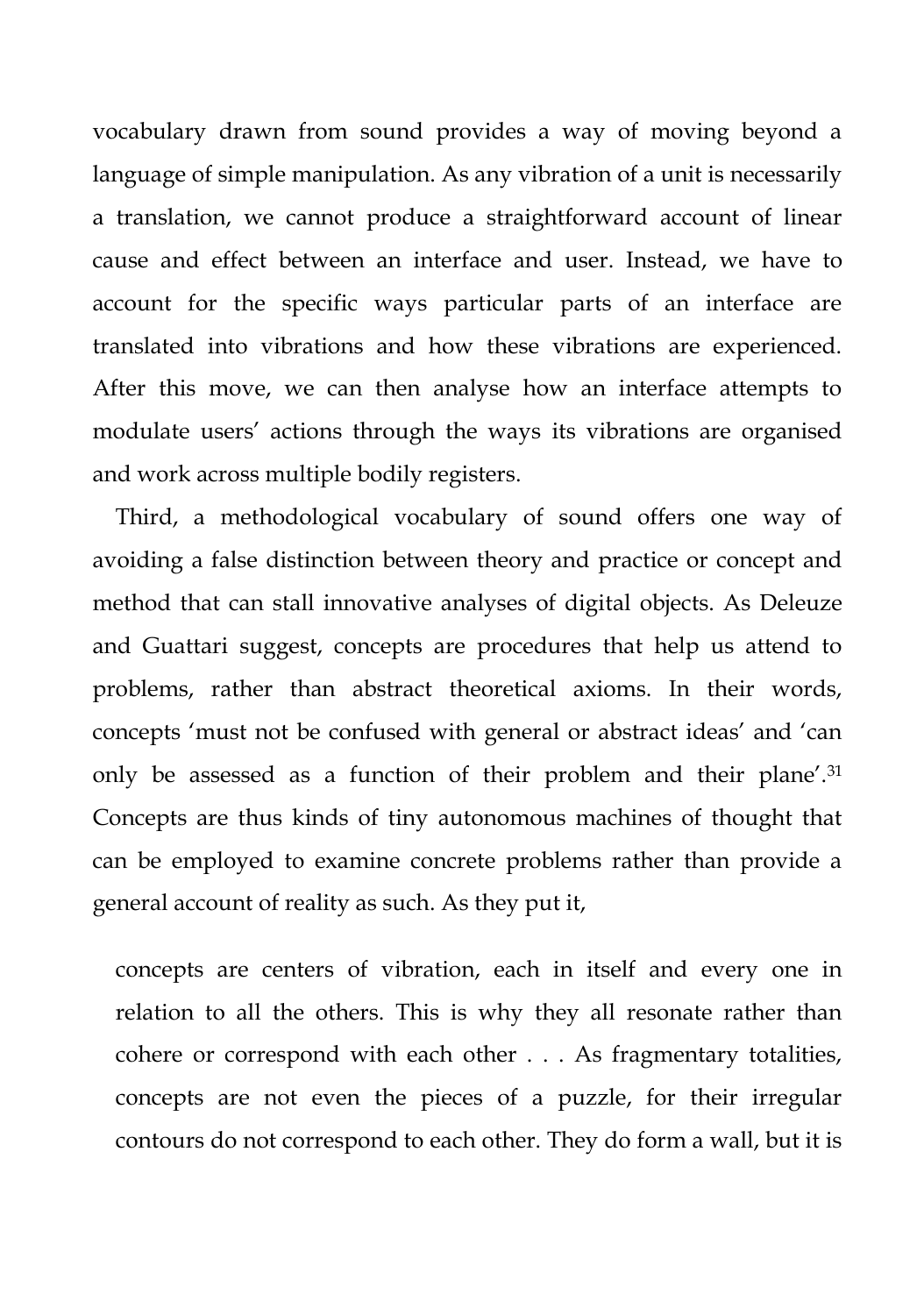vocabulary drawn from sound provides a way of moving beyond a language of simple manipulation. As any vibration of a unit is necessarily a translation, we cannot produce a straightforward account of linear cause and effect between an interface and user. Instead, we have to account for the specific ways particular parts of an interface are translated into vibrations and how these vibrations are experienced. After this move, we can then analyse how an interface attempts to modulate users' actions through the ways its vibrations are organised and work across multiple bodily registers.

Third, a methodological vocabulary of sound offers one way of avoiding a false distinction between theory and practice or concept and method that can stall innovative analyses of digital objects. As Deleuze and Guattari suggest, concepts are procedures that help us attend to problems, rather than abstract theoretical axioms. In their words, concepts 'must not be confused with general or abstract ideas' and 'can only be assessed as a function of their problem and their plane'.[31] Concepts are thus kinds of tiny autonomous machines of thought that can be employed to examine concrete problems rather than provide a general account of reality as such. As they put it,

> concepts are centers of vibration, each in itself and every one in relation to all the others. This is why they all resonate rather than cohere or correspond with each other . . . As fragmentary totalities, concepts are not even the pieces of a puzzle, for their irregular contours do not correspond to each other. They do form a wall, but it is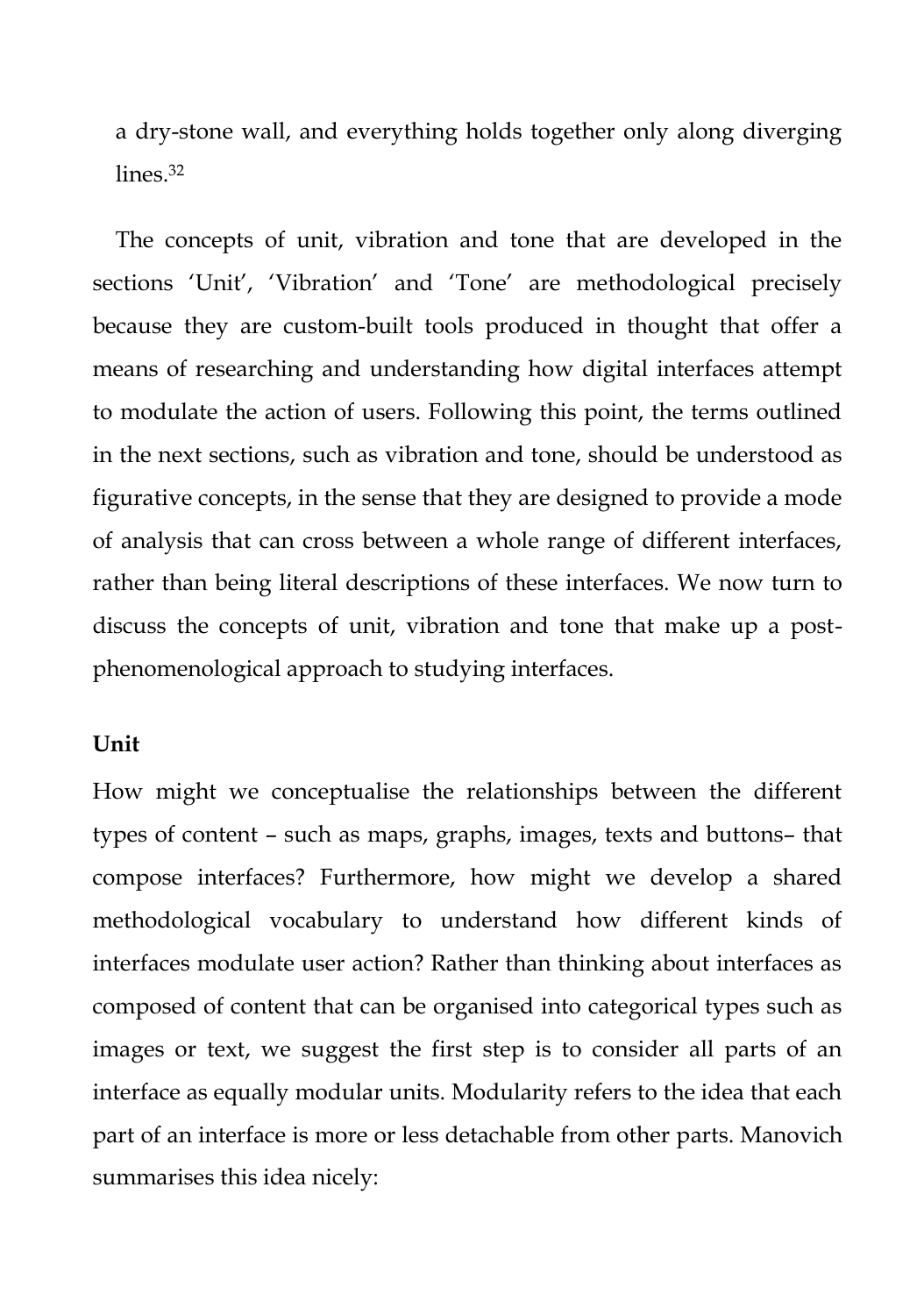a dry-stone wall, and everything holds together only along diverging lines.[32]

The concepts of unit, vibration and tone that are developed in the sections 'Unit', 'Vibration' and 'Tone' are methodological precisely because they are custom-built tools produced in thought that offer a means of researching and understanding how digital interfaces attempt to modulate the action of users. Following this point, the terms outlined in the next sections, such as vibration and tone, should be understood as figurative concepts, in the sense that they are designed to provide a mode of analysis that can cross between a whole range of different interfaces, rather than being literal descriptions of these interfaces. We now turn to discuss the concepts of unit, vibration and tone that make up a post-phenomenological approach to studying interfaces.

**Unit**

How might we conceptualise the relationships between the different types of content – such as maps, graphs, images, texts and buttons– that compose interfaces? Furthermore, how might we develop a shared methodological vocabulary to understand how different kinds of interfaces modulate user action? Rather than thinking about interfaces as composed of content that can be organised into categorical types such as images or text, we suggest the first step is to consider all parts of an interface as equally modular units. Modularity refers to the idea that each part of an interface is more or less detachable from other parts. Manovich summarises this idea nicely: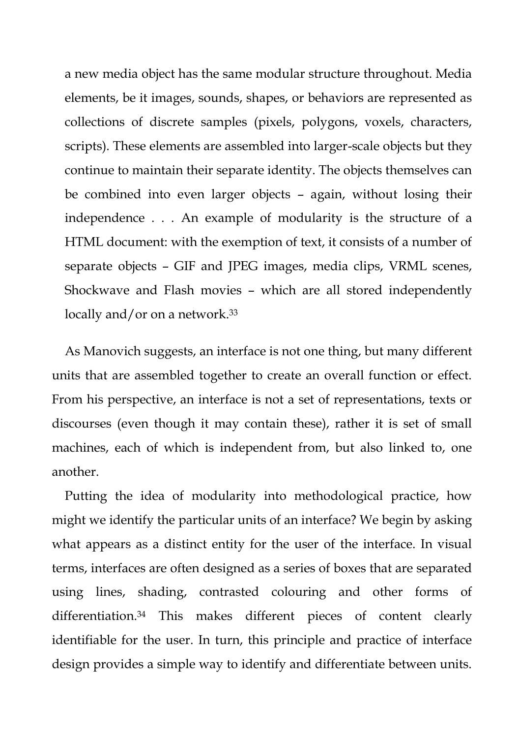> a new media object has the same modular structure throughout. Media elements, be it images, sounds, shapes, or behaviors are represented as collections of discrete samples (pixels, polygons, voxels, characters, scripts). These elements are assembled into larger-scale objects but they continue to maintain their separate identity. The objects themselves can be combined into even larger objects – again, without losing their independence . . . An example of modularity is the structure of a HTML document: with the exemption of text, it consists of a number of separate objects – GIF and JPEG images, media clips, VRML scenes, Shockwave and Flash movies – which are all stored independently locally and/or on a network.[33]

As Manovich suggests, an interface is not one thing, but many different units that are assembled together to create an overall function or effect. From his perspective, an interface is not a set of representations, texts or discourses (even though it may contain these), rather it is set of small machines, each of which is independent from, but also linked to, one another.

Putting the idea of modularity into methodological practice, how might we identify the particular units of an interface? We begin by asking what appears as a distinct entity for the user of the interface. In visual terms, interfaces are often designed as a series of boxes that are separated using lines, shading, contrasted colouring and other forms of differentiation.[34] This makes different pieces of content clearly identifiable for the user. In turn, this principle and practice of interface design provides a simple way to identify and differentiate between units.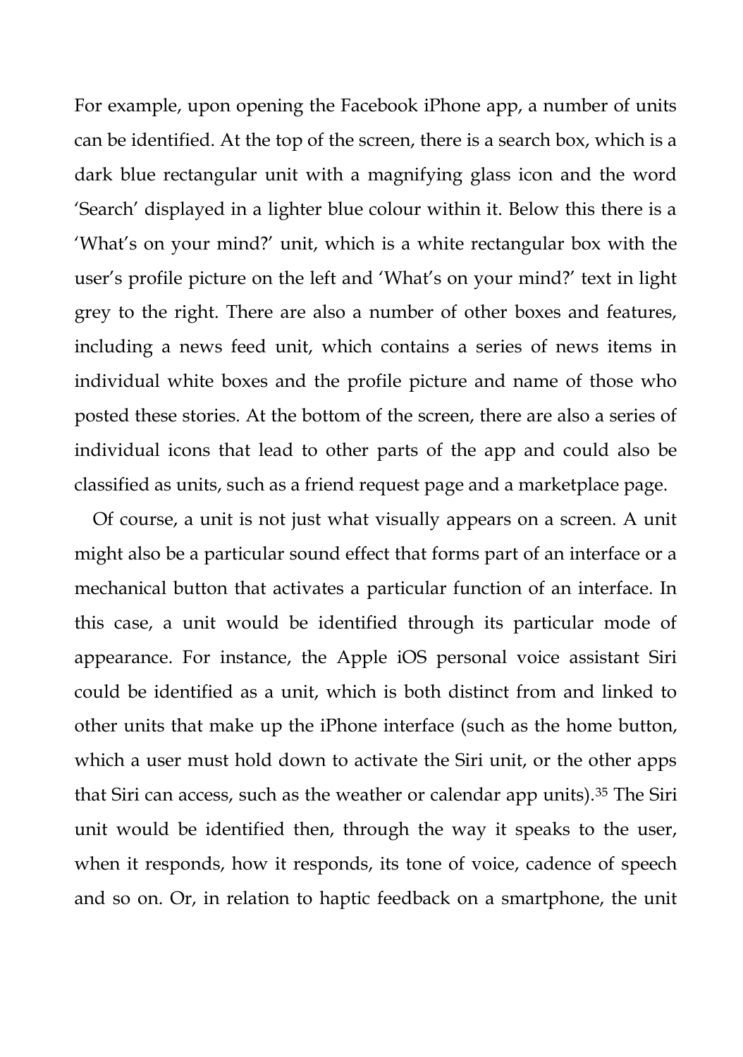For example, upon opening the Facebook iPhone app, a number of units can be identified. At the top of the screen, there is a search box, which is a dark blue rectangular unit with a magnifying glass icon and the word ‘Search’ displayed in a lighter blue colour within it. Below this there is a ‘What’s on your mind?’ unit, which is a white rectangular box with the user’s profile picture on the left and ‘What’s on your mind?’ text in light grey to the right. There are also a number of other boxes and features, including a news feed unit, which contains a series of news items in individual white boxes and the profile picture and name of those who posted these stories. At the bottom of the screen, there are also a series of individual icons that lead to other parts of the app and could also be classified as units, such as a friend request page and a marketplace page.

Of course, a unit is not just what visually appears on a screen. A unit might also be a particular sound effect that forms part of an interface or a mechanical button that activates a particular function of an interface. In this case, a unit would be identified through its particular mode of appearance. For instance, the Apple iOS personal voice assistant Siri could be identified as a unit, which is both distinct from and linked to other units that make up the iPhone interface (such as the home button, which a user must hold down to activate the Siri unit, or the other apps that Siri can access, such as the weather or calendar app units).[35] The Siri unit would be identified then, through the way it speaks to the user, when it responds, how it responds, its tone of voice, cadence of speech and so on. Or, in relation to haptic feedback on a smartphone, the unit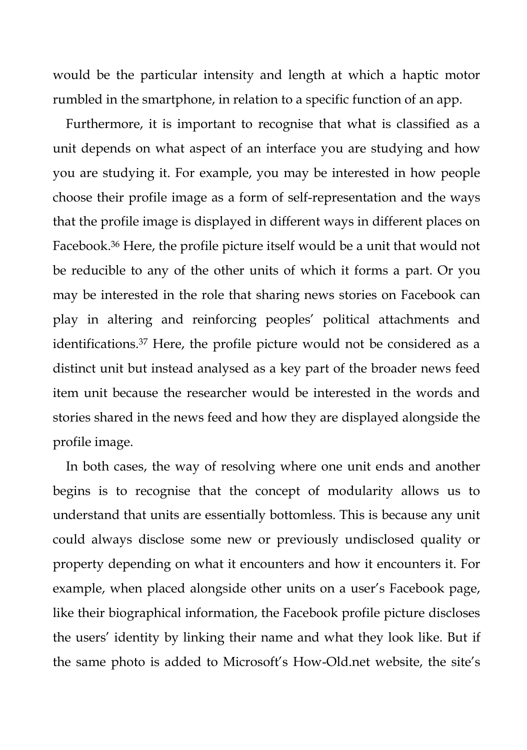would be the particular intensity and length at which a haptic motor rumbled in the smartphone, in relation to a specific function of an app.

Furthermore, it is important to recognise that what is classified as a unit depends on what aspect of an interface you are studying and how you are studying it. For example, you may be interested in how people choose their profile image as a form of self-representation and the ways that the profile image is displayed in different ways in different places on Facebook.[36] Here, the profile picture itself would be a unit that would not be reducible to any of the other units of which it forms a part. Or you may be interested in the role that sharing news stories on Facebook can play in altering and reinforcing peoples' political attachments and identifications.[37] Here, the profile picture would not be considered as a distinct unit but instead analysed as a key part of the broader news feed item unit because the researcher would be interested in the words and stories shared in the news feed and how they are displayed alongside the profile image.

In both cases, the way of resolving where one unit ends and another begins is to recognise that the concept of modularity allows us to understand that units are essentially bottomless. This is because any unit could always disclose some new or previously undisclosed quality or property depending on what it encounters and how it encounters it. For example, when placed alongside other units on a user's Facebook page, like their biographical information, the Facebook profile picture discloses the users' identity by linking their name and what they look like. But if the same photo is added to Microsoft's How-Old.net website, the site's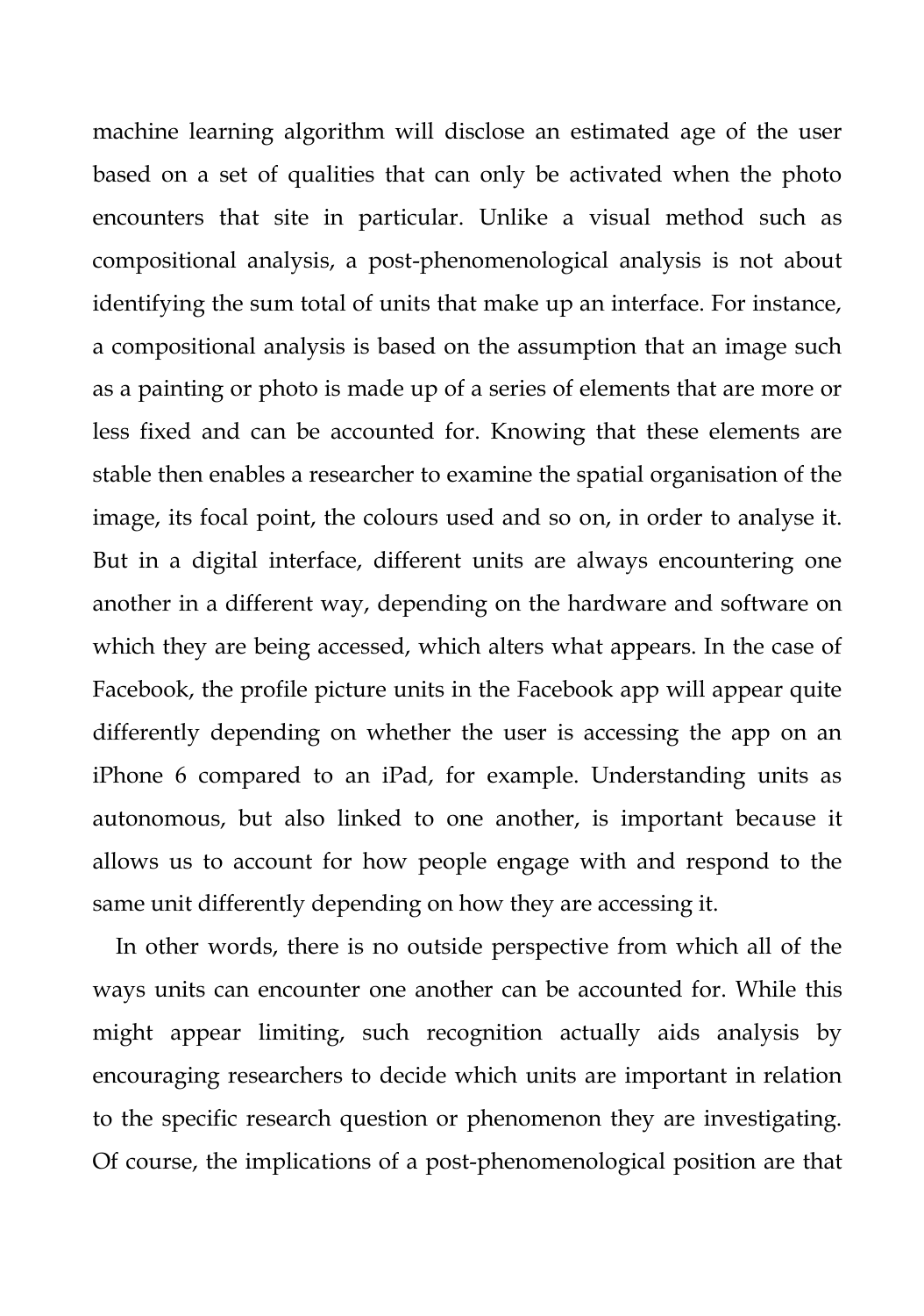machine learning algorithm will disclose an estimated age of the user based on a set of qualities that can only be activated when the photo encounters that site in particular. Unlike a visual method such as compositional analysis, a post-phenomenological analysis is not about identifying the sum total of units that make up an interface. For instance, a compositional analysis is based on the assumption that an image such as a painting or photo is made up of a series of elements that are more or less fixed and can be accounted for. Knowing that these elements are stable then enables a researcher to examine the spatial organisation of the image, its focal point, the colours used and so on, in order to analyse it. But in a digital interface, different units are always encountering one another in a different way, depending on the hardware and software on which they are being accessed, which alters what appears. In the case of Facebook, the profile picture units in the Facebook app will appear quite differently depending on whether the user is accessing the app on an iPhone 6 compared to an iPad, for example. Understanding units as autonomous, but also linked to one another, is important because it allows us to account for how people engage with and respond to the same unit differently depending on how they are accessing it.

In other words, there is no outside perspective from which all of the ways units can encounter one another can be accounted for. While this might appear limiting, such recognition actually aids analysis by encouraging researchers to decide which units are important in relation to the specific research question or phenomenon they are investigating. Of course, the implications of a post-phenomenological position are that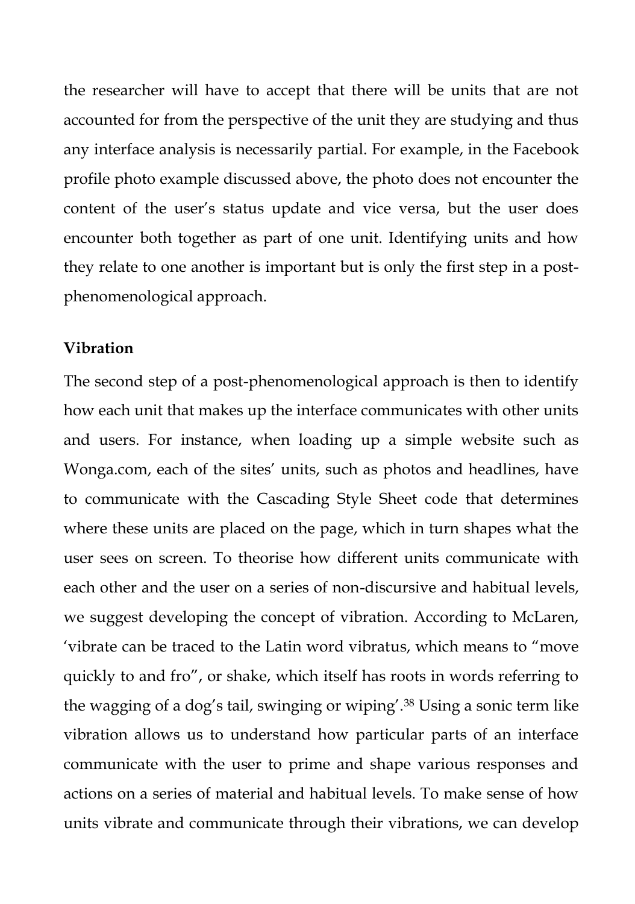the researcher will have to accept that there will be units that are not accounted for from the perspective of the unit they are studying and thus any interface analysis is necessarily partial. For example, in the Facebook profile photo example discussed above, the photo does not encounter the content of the user's status update and vice versa, but the user does encounter both together as part of one unit. Identifying units and how they relate to one another is important but is only the first step in a post-phenomenological approach.

**Vibration**

The second step of a post-phenomenological approach is then to identify how each unit that makes up the interface communicates with other units and users. For instance, when loading up a simple website such as Wonga.com, each of the sites' units, such as photos and headlines, have to communicate with the Cascading Style Sheet code that determines where these units are placed on the page, which in turn shapes what the user sees on screen. To theorise how different units communicate with each other and the user on a series of non-discursive and habitual levels, we suggest developing the concept of vibration. According to McLaren, 'vibrate can be traced to the Latin word vibratus, which means to "move quickly to and fro", or shake, which itself has roots in words referring to the wagging of a dog's tail, swinging or wiping'.[38] Using a sonic term like vibration allows us to understand how particular parts of an interface communicate with the user to prime and shape various responses and actions on a series of material and habitual levels. To make sense of how units vibrate and communicate through their vibrations, we can develop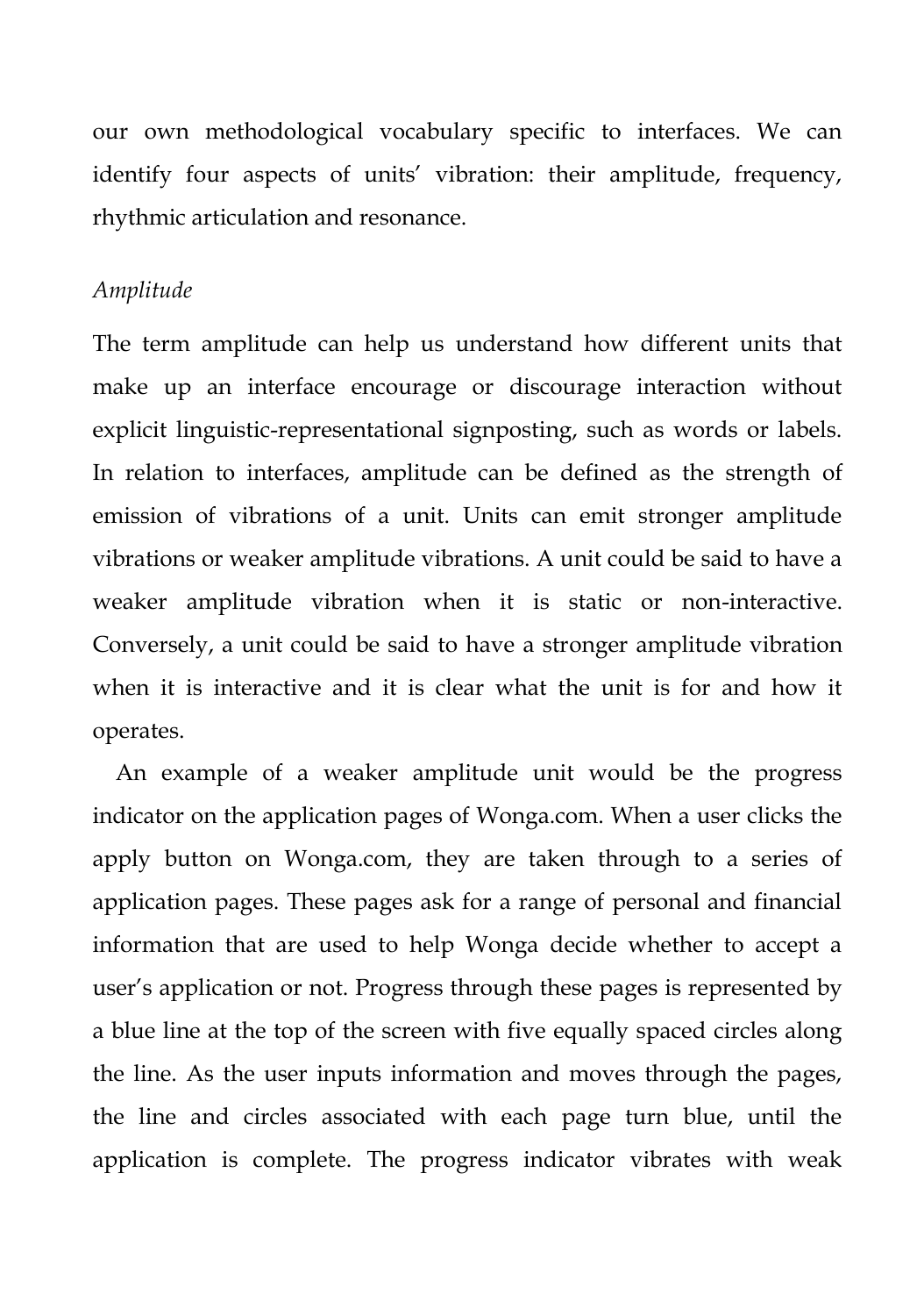our own methodological vocabulary specific to interfaces. We can identify four aspects of units' vibration: their amplitude, frequency, rhythmic articulation and resonance.

*Amplitude*

The term amplitude can help us understand how different units that make up an interface encourage or discourage interaction without explicit linguistic-representational signposting, such as words or labels. In relation to interfaces, amplitude can be defined as the strength of emission of vibrations of a unit. Units can emit stronger amplitude vibrations or weaker amplitude vibrations. A unit could be said to have a weaker amplitude vibration when it is static or non-interactive. Conversely, a unit could be said to have a stronger amplitude vibration when it is interactive and it is clear what the unit is for and how it operates.

An example of a weaker amplitude unit would be the progress indicator on the application pages of Wonga.com. When a user clicks the apply button on Wonga.com, they are taken through to a series of application pages. These pages ask for a range of personal and financial information that are used to help Wonga decide whether to accept a user's application or not. Progress through these pages is represented by a blue line at the top of the screen with five equally spaced circles along the line. As the user inputs information and moves through the pages, the line and circles associated with each page turn blue, until the application is complete. The progress indicator vibrates with weak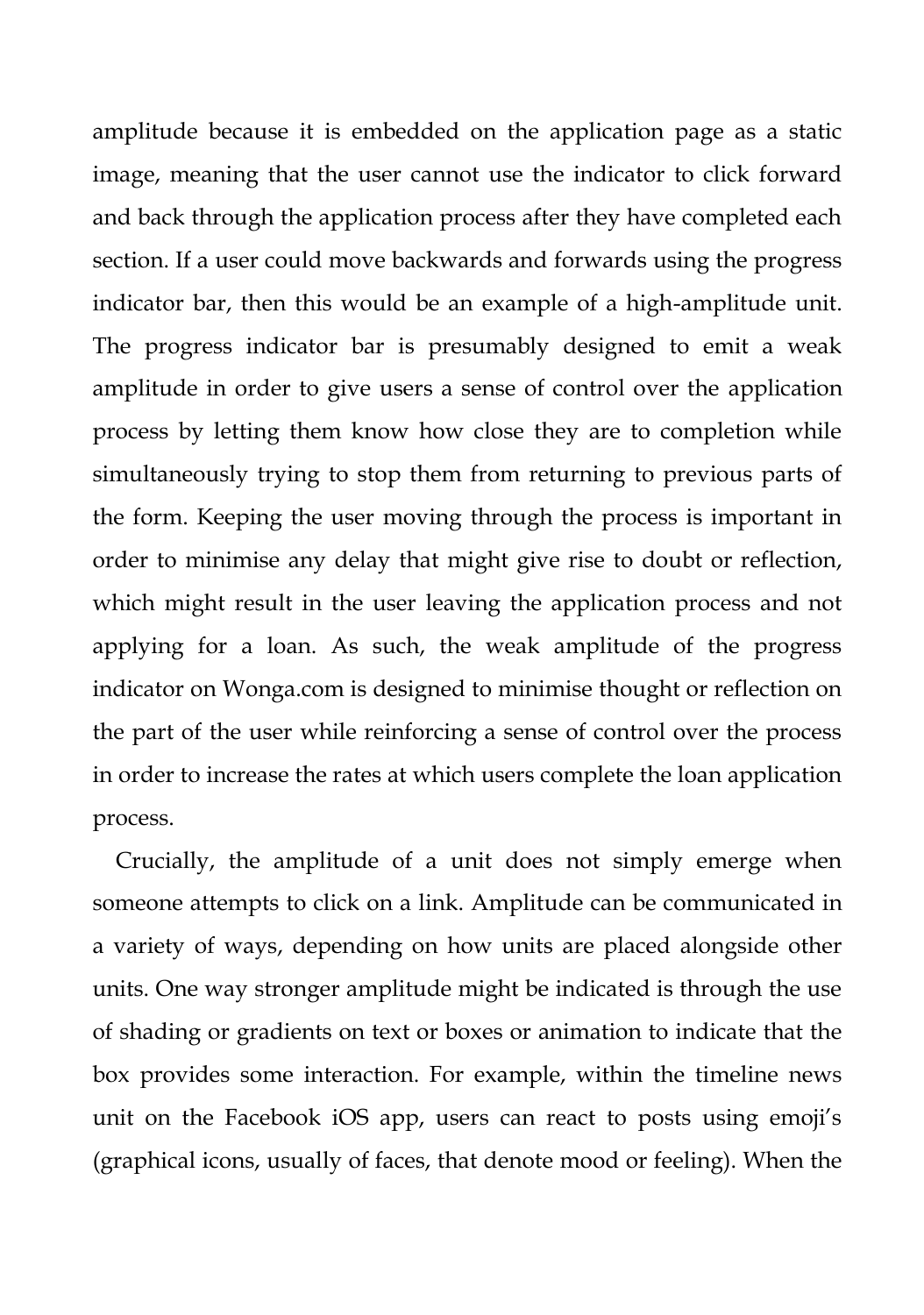amplitude because it is embedded on the application page as a static image, meaning that the user cannot use the indicator to click forward and back through the application process after they have completed each section. If a user could move backwards and forwards using the progress indicator bar, then this would be an example of a high-amplitude unit. The progress indicator bar is presumably designed to emit a weak amplitude in order to give users a sense of control over the application process by letting them know how close they are to completion while simultaneously trying to stop them from returning to previous parts of the form. Keeping the user moving through the process is important in order to minimise any delay that might give rise to doubt or reflection, which might result in the user leaving the application process and not applying for a loan. As such, the weak amplitude of the progress indicator on Wonga.com is designed to minimise thought or reflection on the part of the user while reinforcing a sense of control over the process in order to increase the rates at which users complete the loan application process.

Crucially, the amplitude of a unit does not simply emerge when someone attempts to click on a link. Amplitude can be communicated in a variety of ways, depending on how units are placed alongside other units. One way stronger amplitude might be indicated is through the use of shading or gradients on text or boxes or animation to indicate that the box provides some interaction. For example, within the timeline news unit on the Facebook iOS app, users can react to posts using emoji's (graphical icons, usually of faces, that denote mood or feeling). When the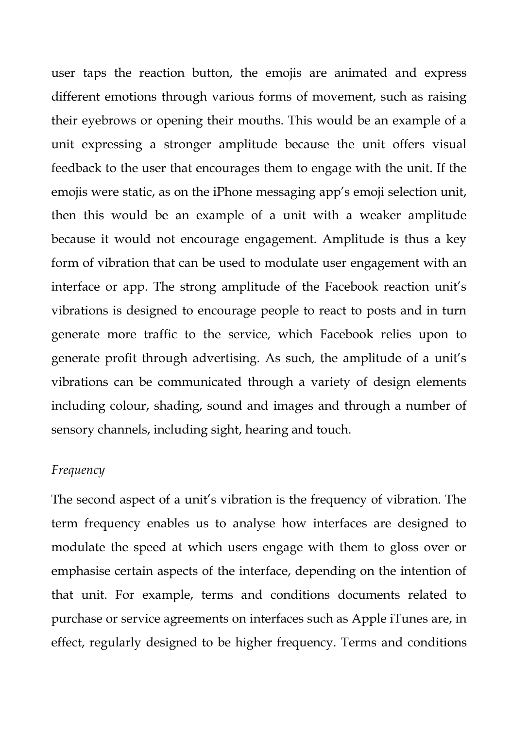user taps the reaction button, the emojis are animated and express different emotions through various forms of movement, such as raising their eyebrows or opening their mouths. This would be an example of a unit expressing a stronger amplitude because the unit offers visual feedback to the user that encourages them to engage with the unit. If the emojis were static, as on the iPhone messaging app's emoji selection unit, then this would be an example of a unit with a weaker amplitude because it would not encourage engagement. Amplitude is thus a key form of vibration that can be used to modulate user engagement with an interface or app. The strong amplitude of the Facebook reaction unit's vibrations is designed to encourage people to react to posts and in turn generate more traffic to the service, which Facebook relies upon to generate profit through advertising. As such, the amplitude of a unit's vibrations can be communicated through a variety of design elements including colour, shading, sound and images and through a number of sensory channels, including sight, hearing and touch.

*Frequency*

The second aspect of a unit's vibration is the frequency of vibration. The term frequency enables us to analyse how interfaces are designed to modulate the speed at which users engage with them to gloss over or emphasise certain aspects of the interface, depending on the intention of that unit. For example, terms and conditions documents related to purchase or service agreements on interfaces such as Apple iTunes are, in effect, regularly designed to be higher frequency. Terms and conditions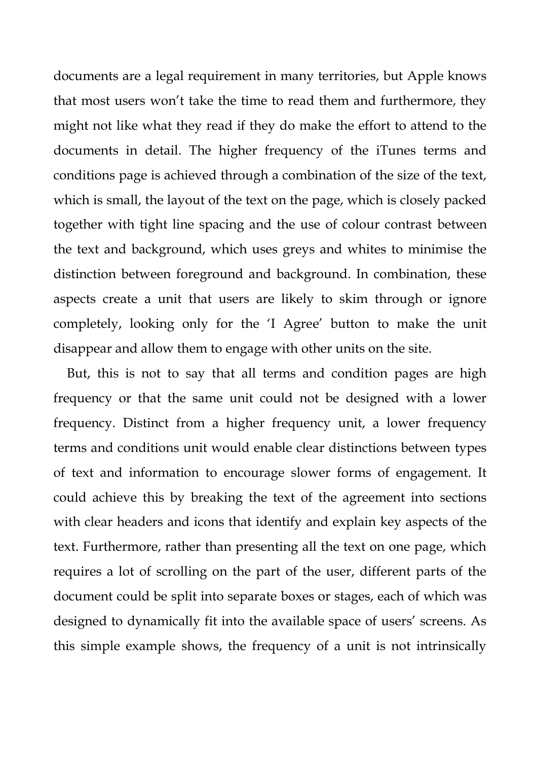documents are a legal requirement in many territories, but Apple knows that most users won't take the time to read them and furthermore, they might not like what they read if they do make the effort to attend to the documents in detail. The higher frequency of the iTunes terms and conditions page is achieved through a combination of the size of the text, which is small, the layout of the text on the page, which is closely packed together with tight line spacing and the use of colour contrast between the text and background, which uses greys and whites to minimise the distinction between foreground and background. In combination, these aspects create a unit that users are likely to skim through or ignore completely, looking only for the 'I Agree' button to make the unit disappear and allow them to engage with other units on the site.

But, this is not to say that all terms and condition pages are high frequency or that the same unit could not be designed with a lower frequency. Distinct from a higher frequency unit, a lower frequency terms and conditions unit would enable clear distinctions between types of text and information to encourage slower forms of engagement. It could achieve this by breaking the text of the agreement into sections with clear headers and icons that identify and explain key aspects of the text. Furthermore, rather than presenting all the text on one page, which requires a lot of scrolling on the part of the user, different parts of the document could be split into separate boxes or stages, each of which was designed to dynamically fit into the available space of users' screens. As this simple example shows, the frequency of a unit is not intrinsically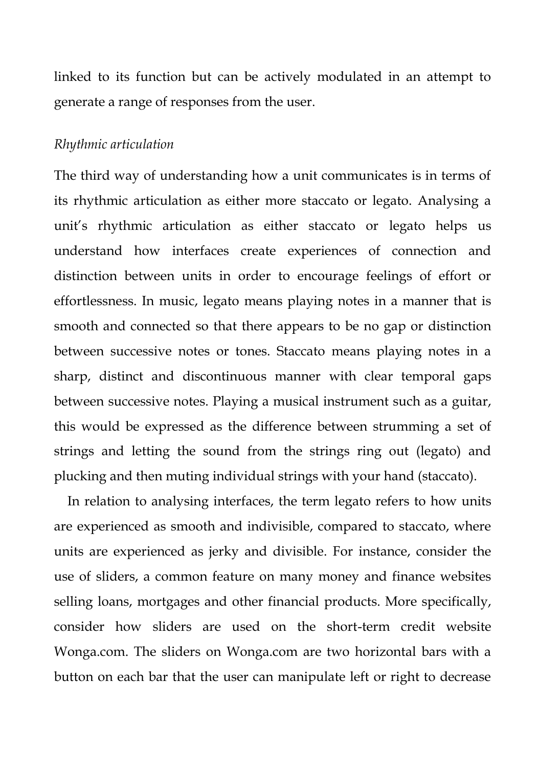linked to its function but can be actively modulated in an attempt to generate a range of responses from the user.

*Rhythmic articulation*

The third way of understanding how a unit communicates is in terms of its rhythmic articulation as either more staccato or legato. Analysing a unit's rhythmic articulation as either staccato or legato helps us understand how interfaces create experiences of connection and distinction between units in order to encourage feelings of effort or effortlessness. In music, legato means playing notes in a manner that is smooth and connected so that there appears to be no gap or distinction between successive notes or tones. Staccato means playing notes in a sharp, distinct and discontinuous manner with clear temporal gaps between successive notes. Playing a musical instrument such as a guitar, this would be expressed as the difference between strumming a set of strings and letting the sound from the strings ring out (legato) and plucking and then muting individual strings with your hand (staccato).

In relation to analysing interfaces, the term legato refers to how units are experienced as smooth and indivisible, compared to staccato, where units are experienced as jerky and divisible. For instance, consider the use of sliders, a common feature on many money and finance websites selling loans, mortgages and other financial products. More specifically, consider how sliders are used on the short-term credit website Wonga.com. The sliders on Wonga.com are two horizontal bars with a button on each bar that the user can manipulate left or right to decrease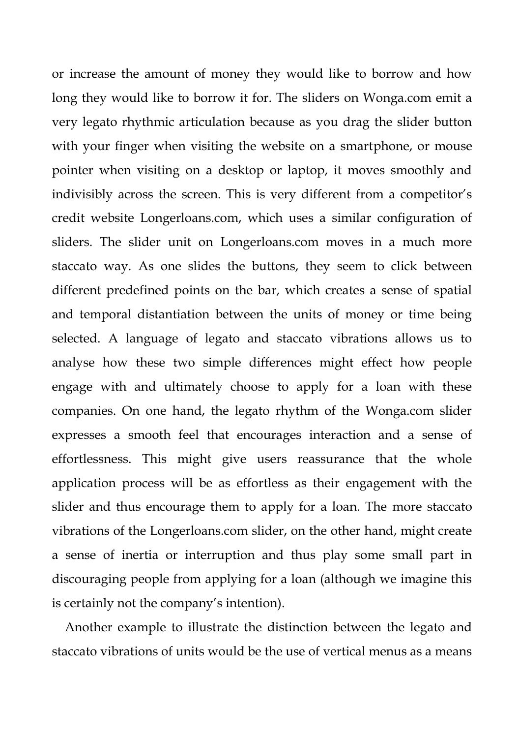or increase the amount of money they would like to borrow and how long they would like to borrow it for. The sliders on Wonga.com emit a very legato rhythmic articulation because as you drag the slider button with your finger when visiting the website on a smartphone, or mouse pointer when visiting on a desktop or laptop, it moves smoothly and indivisibly across the screen. This is very different from a competitor's credit website Longerloans.com, which uses a similar configuration of sliders. The slider unit on Longerloans.com moves in a much more staccato way. As one slides the buttons, they seem to click between different predefined points on the bar, which creates a sense of spatial and temporal distantiation between the units of money or time being selected. A language of legato and staccato vibrations allows us to analyse how these two simple differences might effect how people engage with and ultimately choose to apply for a loan with these companies. On one hand, the legato rhythm of the Wonga.com slider expresses a smooth feel that encourages interaction and a sense of effortlessness. This might give users reassurance that the whole application process will be as effortless as their engagement with the slider and thus encourage them to apply for a loan. The more staccato vibrations of the Longerloans.com slider, on the other hand, might create a sense of inertia or interruption and thus play some small part in discouraging people from applying for a loan (although we imagine this is certainly not the company's intention).

Another example to illustrate the distinction between the legato and staccato vibrations of units would be the use of vertical menus as a means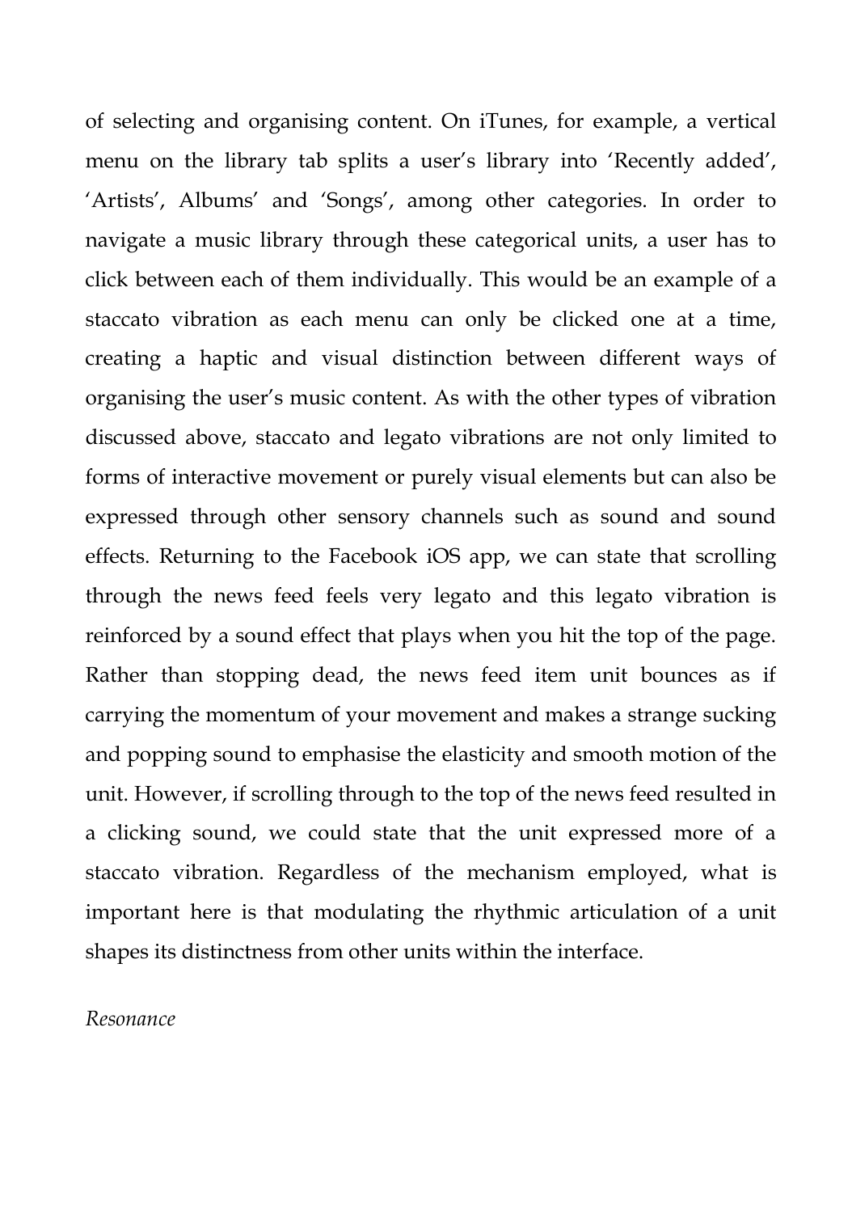of selecting and organising content. On iTunes, for example, a vertical menu on the library tab splits a user's library into 'Recently added', 'Artists', Albums' and 'Songs', among other categories. In order to navigate a music library through these categorical units, a user has to click between each of them individually. This would be an example of a staccato vibration as each menu can only be clicked one at a time, creating a haptic and visual distinction between different ways of organising the user's music content. As with the other types of vibration discussed above, staccato and legato vibrations are not only limited to forms of interactive movement or purely visual elements but can also be expressed through other sensory channels such as sound and sound effects. Returning to the Facebook iOS app, we can state that scrolling through the news feed feels very legato and this legato vibration is reinforced by a sound effect that plays when you hit the top of the page. Rather than stopping dead, the news feed item unit bounces as if carrying the momentum of your movement and makes a strange sucking and popping sound to emphasise the elasticity and smooth motion of the unit. However, if scrolling through to the top of the news feed resulted in a clicking sound, we could state that the unit expressed more of a staccato vibration. Regardless of the mechanism employed, what is important here is that modulating the rhythmic articulation of a unit shapes its distinctness from other units within the interface.

*Resonance*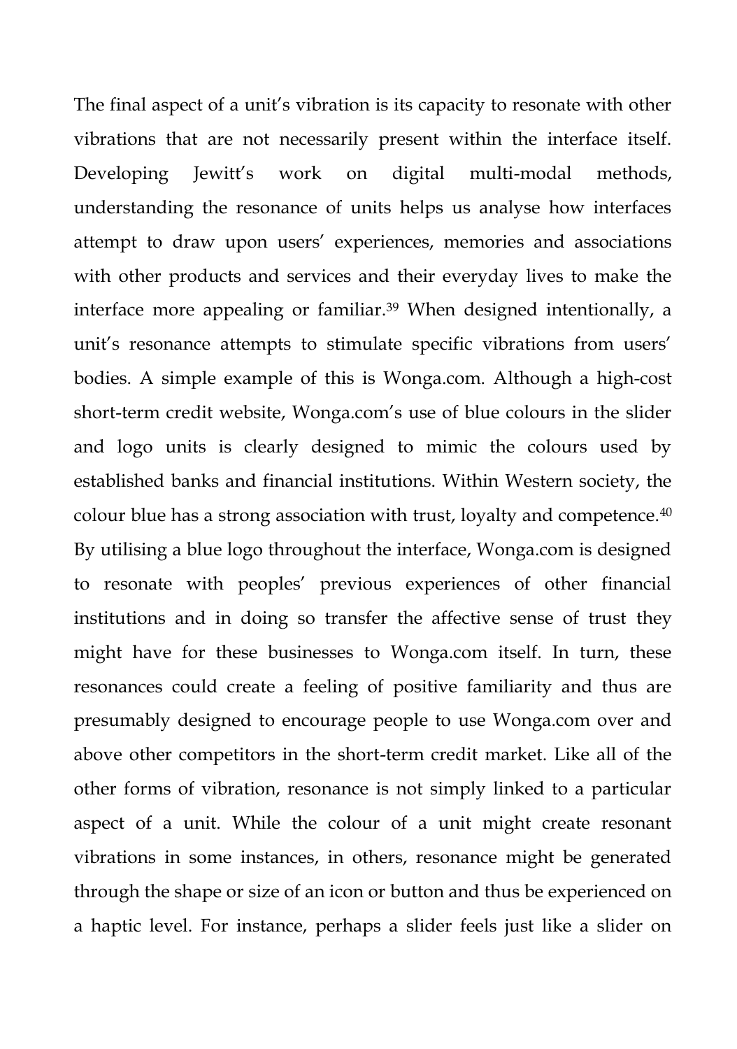The final aspect of a unit's vibration is its capacity to resonate with other vibrations that are not necessarily present within the interface itself. Developing Jewitt's work on digital multi-modal methods, understanding the resonance of units helps us analyse how interfaces attempt to draw upon users' experiences, memories and associations with other products and services and their everyday lives to make the interface more appealing or familiar.[39] When designed intentionally, a unit's resonance attempts to stimulate specific vibrations from users' bodies. A simple example of this is Wonga.com. Although a high-cost short-term credit website, Wonga.com's use of blue colours in the slider and logo units is clearly designed to mimic the colours used by established banks and financial institutions. Within Western society, the colour blue has a strong association with trust, loyalty and competence.[40] By utilising a blue logo throughout the interface, Wonga.com is designed to resonate with peoples' previous experiences of other financial institutions and in doing so transfer the affective sense of trust they might have for these businesses to Wonga.com itself. In turn, these resonances could create a feeling of positive familiarity and thus are presumably designed to encourage people to use Wonga.com over and above other competitors in the short-term credit market. Like all of the other forms of vibration, resonance is not simply linked to a particular aspect of a unit. While the colour of a unit might create resonant vibrations in some instances, in others, resonance might be generated through the shape or size of an icon or button and thus be experienced on a haptic level. For instance, perhaps a slider feels just like a slider on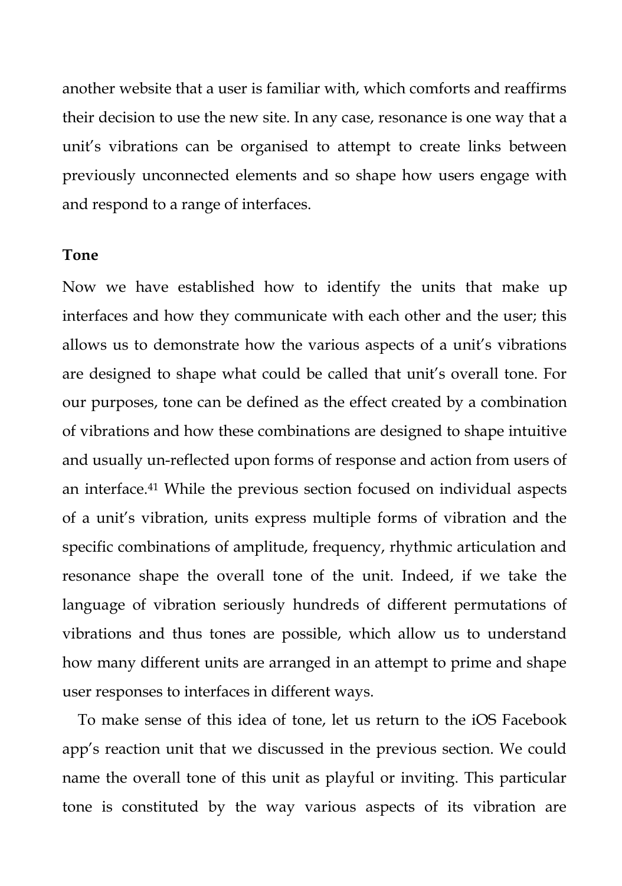another website that a user is familiar with, which comforts and reaffirms their decision to use the new site. In any case, resonance is one way that a unit's vibrations can be organised to attempt to create links between previously unconnected elements and so shape how users engage with and respond to a range of interfaces.

**Tone**

Now we have established how to identify the units that make up interfaces and how they communicate with each other and the user; this allows us to demonstrate how the various aspects of a unit's vibrations are designed to shape what could be called that unit's overall tone. For our purposes, tone can be defined as the effect created by a combination of vibrations and how these combinations are designed to shape intuitive and usually un-reflected upon forms of response and action from users of an interface.[41] While the previous section focused on individual aspects of a unit's vibration, units express multiple forms of vibration and the specific combinations of amplitude, frequency, rhythmic articulation and resonance shape the overall tone of the unit. Indeed, if we take the language of vibration seriously hundreds of different permutations of vibrations and thus tones are possible, which allow us to understand how many different units are arranged in an attempt to prime and shape user responses to interfaces in different ways.

To make sense of this idea of tone, let us return to the iOS Facebook app's reaction unit that we discussed in the previous section. We could name the overall tone of this unit as playful or inviting. This particular tone is constituted by the way various aspects of its vibration are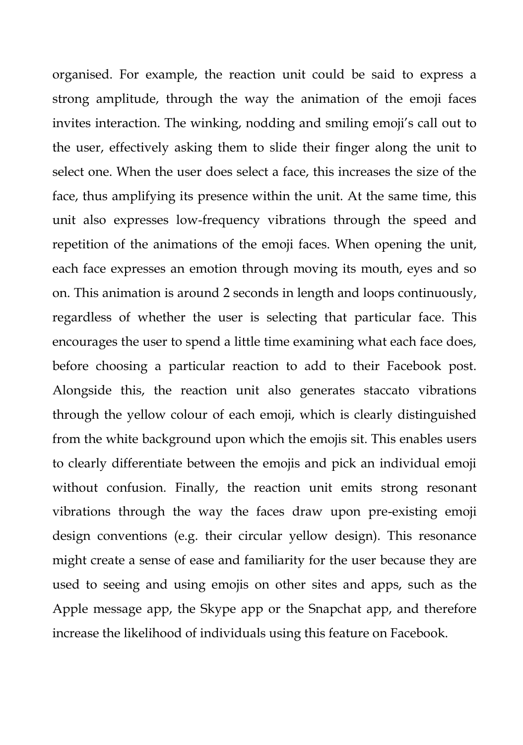organised. For example, the reaction unit could be said to express a strong amplitude, through the way the animation of the emoji faces invites interaction. The winking, nodding and smiling emoji's call out to the user, effectively asking them to slide their finger along the unit to select one. When the user does select a face, this increases the size of the face, thus amplifying its presence within the unit. At the same time, this unit also expresses low-frequency vibrations through the speed and repetition of the animations of the emoji faces. When opening the unit, each face expresses an emotion through moving its mouth, eyes and so on. This animation is around 2 seconds in length and loops continuously, regardless of whether the user is selecting that particular face. This encourages the user to spend a little time examining what each face does, before choosing a particular reaction to add to their Facebook post. Alongside this, the reaction unit also generates staccato vibrations through the yellow colour of each emoji, which is clearly distinguished from the white background upon which the emojis sit. This enables users to clearly differentiate between the emojis and pick an individual emoji without confusion. Finally, the reaction unit emits strong resonant vibrations through the way the faces draw upon pre-existing emoji design conventions (e.g. their circular yellow design). This resonance might create a sense of ease and familiarity for the user because they are used to seeing and using emojis on other sites and apps, such as the Apple message app, the Skype app or the Snapchat app, and therefore increase the likelihood of individuals using this feature on Facebook.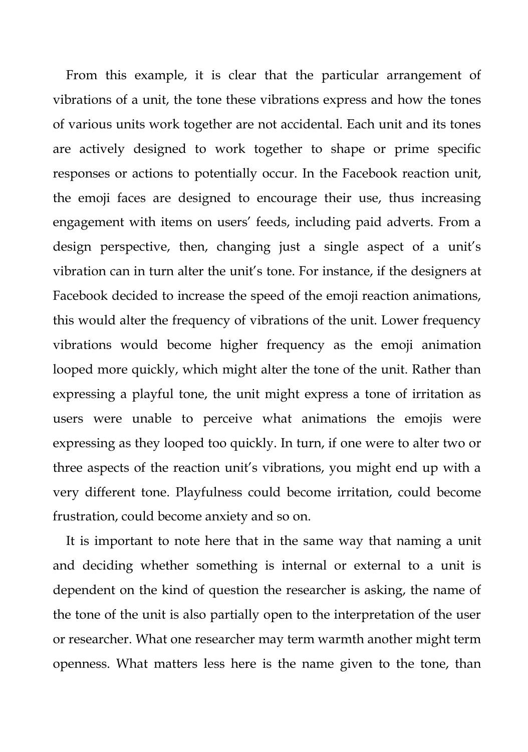From this example, it is clear that the particular arrangement of vibrations of a unit, the tone these vibrations express and how the tones of various units work together are not accidental. Each unit and its tones are actively designed to work together to shape or prime specific responses or actions to potentially occur. In the Facebook reaction unit, the emoji faces are designed to encourage their use, thus increasing engagement with items on users' feeds, including paid adverts. From a design perspective, then, changing just a single aspect of a unit's vibration can in turn alter the unit's tone. For instance, if the designers at Facebook decided to increase the speed of the emoji reaction animations, this would alter the frequency of vibrations of the unit. Lower frequency vibrations would become higher frequency as the emoji animation looped more quickly, which might alter the tone of the unit. Rather than expressing a playful tone, the unit might express a tone of irritation as users were unable to perceive what animations the emojis were expressing as they looped too quickly. In turn, if one were to alter two or three aspects of the reaction unit's vibrations, you might end up with a very different tone. Playfulness could become irritation, could become frustration, could become anxiety and so on.

It is important to note here that in the same way that naming a unit and deciding whether something is internal or external to a unit is dependent on the kind of question the researcher is asking, the name of the tone of the unit is also partially open to the interpretation of the user or researcher. What one researcher may term warmth another might term openness. What matters less here is the name given to the tone, than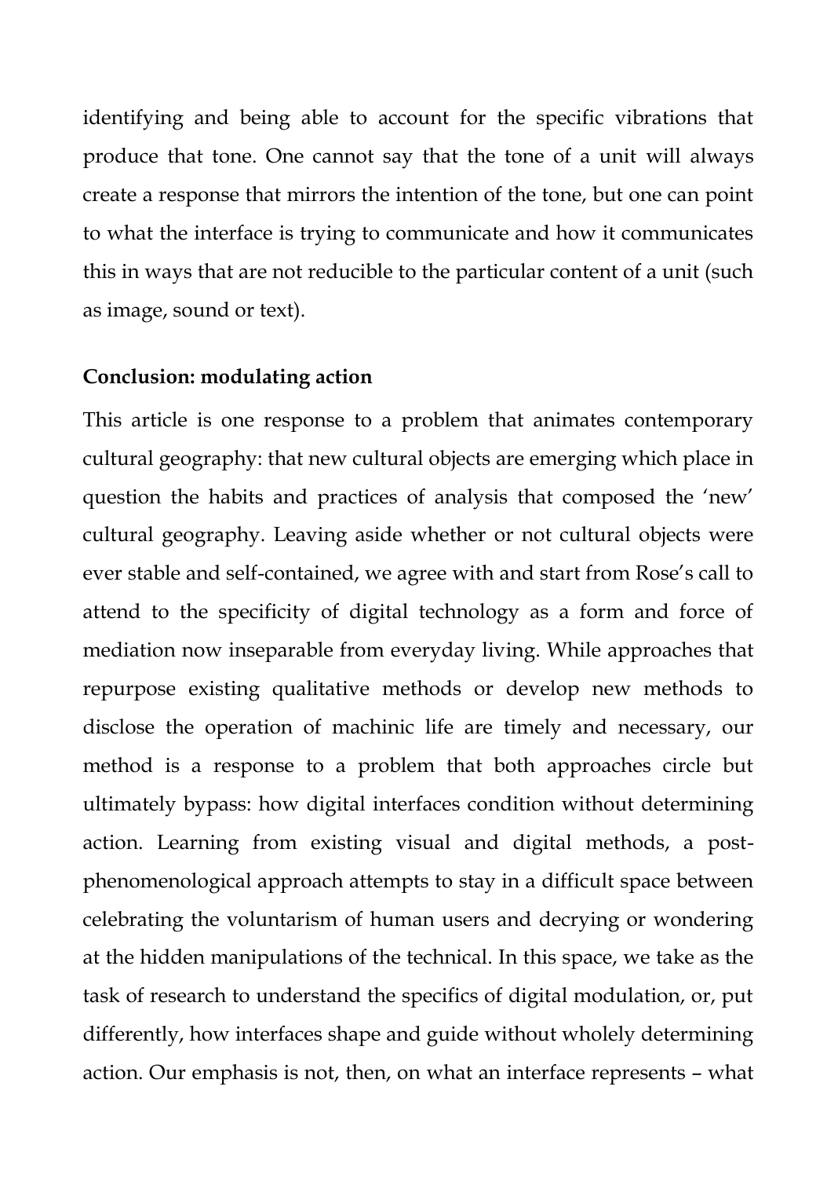identifying and being able to account for the specific vibrations that produce that tone. One cannot say that the tone of a unit will always create a response that mirrors the intention of the tone, but one can point to what the interface is trying to communicate and how it communicates this in ways that are not reducible to the particular content of a unit (such as image, sound or text).

## Conclusion: modulating action

This article is one response to a problem that animates contemporary cultural geography: that new cultural objects are emerging which place in question the habits and practices of analysis that composed the 'new' cultural geography. Leaving aside whether or not cultural objects were ever stable and self-contained, we agree with and start from Rose's call to attend to the specificity of digital technology as a form and force of mediation now inseparable from everyday living. While approaches that repurpose existing qualitative methods or develop new methods to disclose the operation of machinic life are timely and necessary, our method is a response to a problem that both approaches circle but ultimately bypass: how digital interfaces condition without determining action. Learning from existing visual and digital methods, a post-phenomenological approach attempts to stay in a difficult space between celebrating the voluntarism of human users and decrying or wondering at the hidden manipulations of the technical. In this space, we take as the task of research to understand the specifics of digital modulation, or, put differently, how interfaces shape and guide without wholely determining action. Our emphasis is not, then, on what an interface represents – what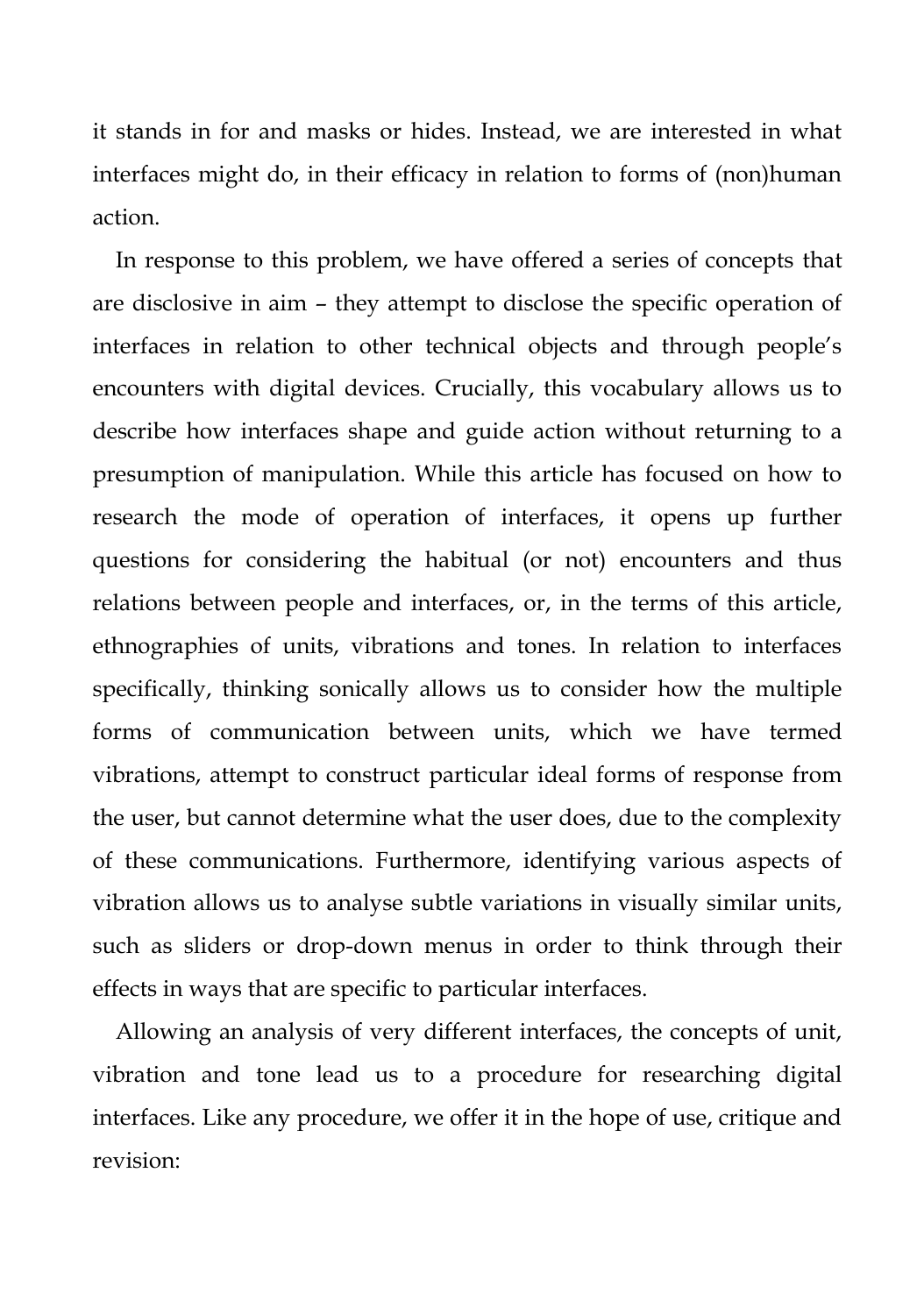it stands in for and masks or hides. Instead, we are interested in what interfaces might do, in their efficacy in relation to forms of (non)human action.

In response to this problem, we have offered a series of concepts that are disclosive in aim – they attempt to disclose the specific operation of interfaces in relation to other technical objects and through people's encounters with digital devices. Crucially, this vocabulary allows us to describe how interfaces shape and guide action without returning to a presumption of manipulation. While this article has focused on how to research the mode of operation of interfaces, it opens up further questions for considering the habitual (or not) encounters and thus relations between people and interfaces, or, in the terms of this article, ethnographies of units, vibrations and tones. In relation to interfaces specifically, thinking sonically allows us to consider how the multiple forms of communication between units, which we have termed vibrations, attempt to construct particular ideal forms of response from the user, but cannot determine what the user does, due to the complexity of these communications. Furthermore, identifying various aspects of vibration allows us to analyse subtle variations in visually similar units, such as sliders or drop-down menus in order to think through their effects in ways that are specific to particular interfaces.

Allowing an analysis of very different interfaces, the concepts of unit, vibration and tone lead us to a procedure for researching digital interfaces. Like any procedure, we offer it in the hope of use, critique and revision: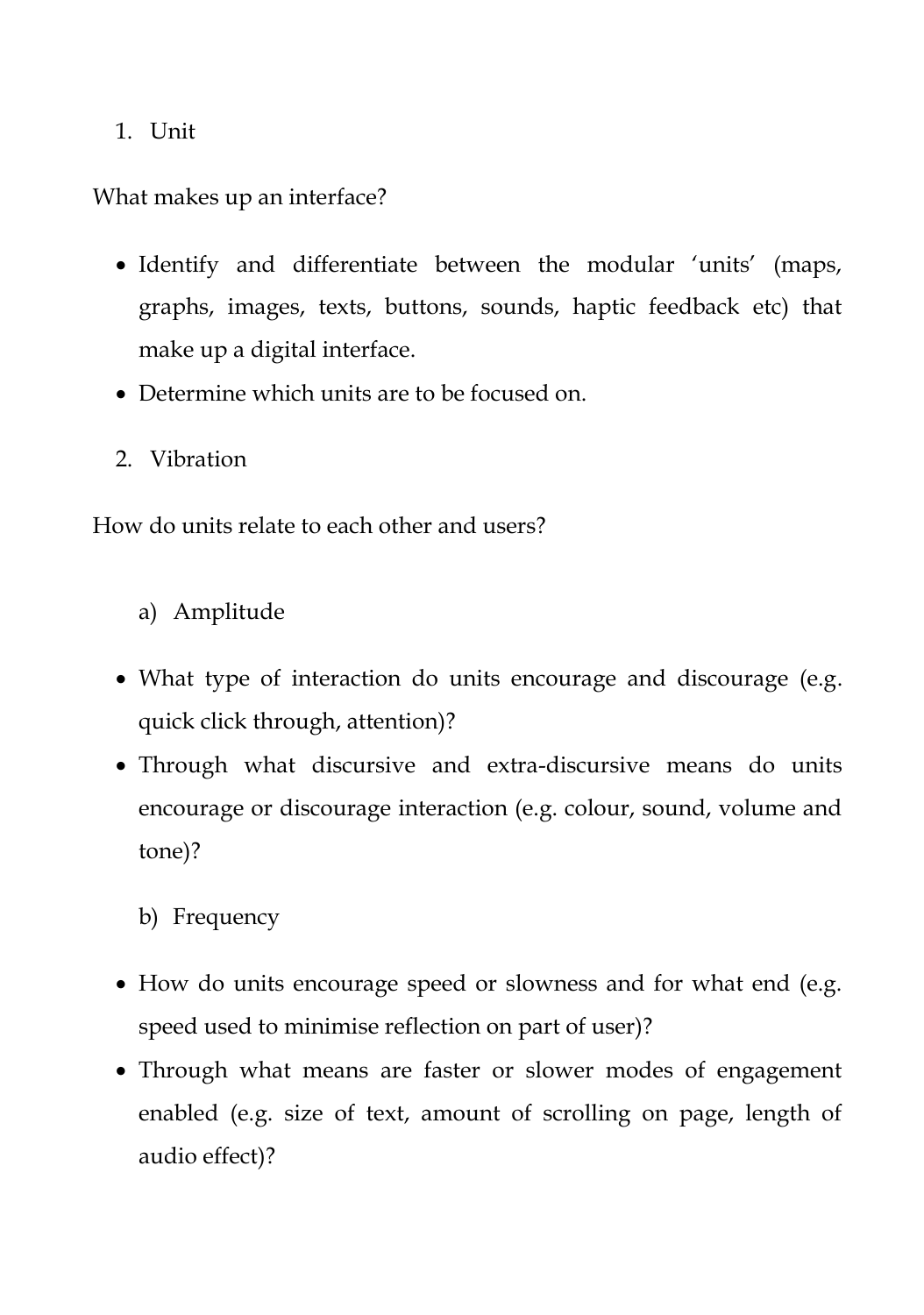1. Unit

What makes up an interface?

- Identify and differentiate between the modular 'units' (maps, graphs, images, texts, buttons, sounds, haptic feedback etc) that make up a digital interface.
- Determine which units are to be focused on.

2. Vibration

How do units relate to each other and users?

a) Amplitude

- What type of interaction do units encourage and discourage (e.g. quick click through, attention)?
- Through what discursive and extra-discursive means do units encourage or discourage interaction (e.g. colour, sound, volume and tone)?

b) Frequency

- How do units encourage speed or slowness and for what end (e.g. speed used to minimise reflection on part of user)?
- Through what means are faster or slower modes of engagement enabled (e.g. size of text, amount of scrolling on page, length of audio effect)?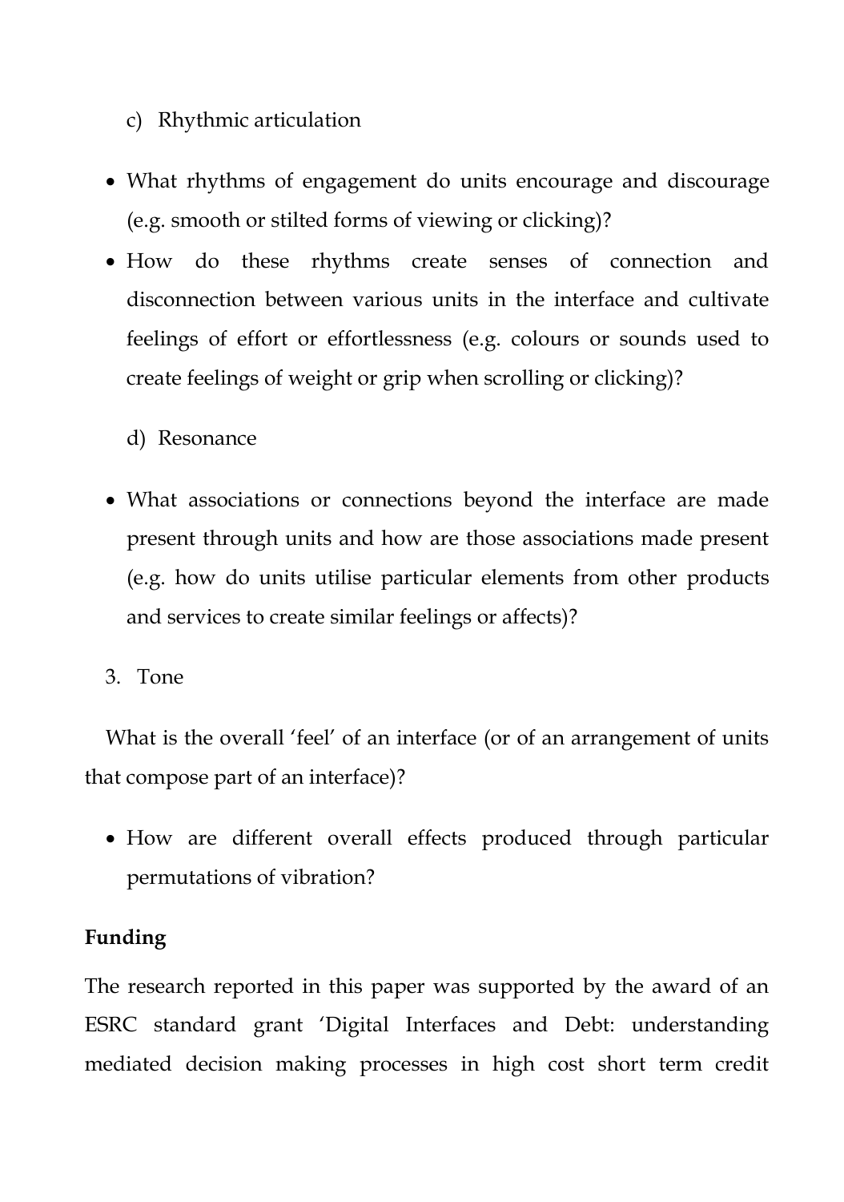c) Rhythmic articulation

- What rhythms of engagement do units encourage and discourage (e.g. smooth or stilted forms of viewing or clicking)?
- How do these rhythms create senses of connection and disconnection between various units in the interface and cultivate feelings of effort or effortlessness (e.g. colours or sounds used to create feelings of weight or grip when scrolling or clicking)?

d) Resonance

- What associations or connections beyond the interface are made present through units and how are those associations made present (e.g. how do units utilise particular elements from other products and services to create similar feelings or affects)?

3. Tone

What is the overall 'feel' of an interface (or of an arrangement of units that compose part of an interface)?

- How are different overall effects produced through particular permutations of vibration?

**Funding**

The research reported in this paper was supported by the award of an ESRC standard grant 'Digital Interfaces and Debt: understanding mediated decision making processes in high cost short term credit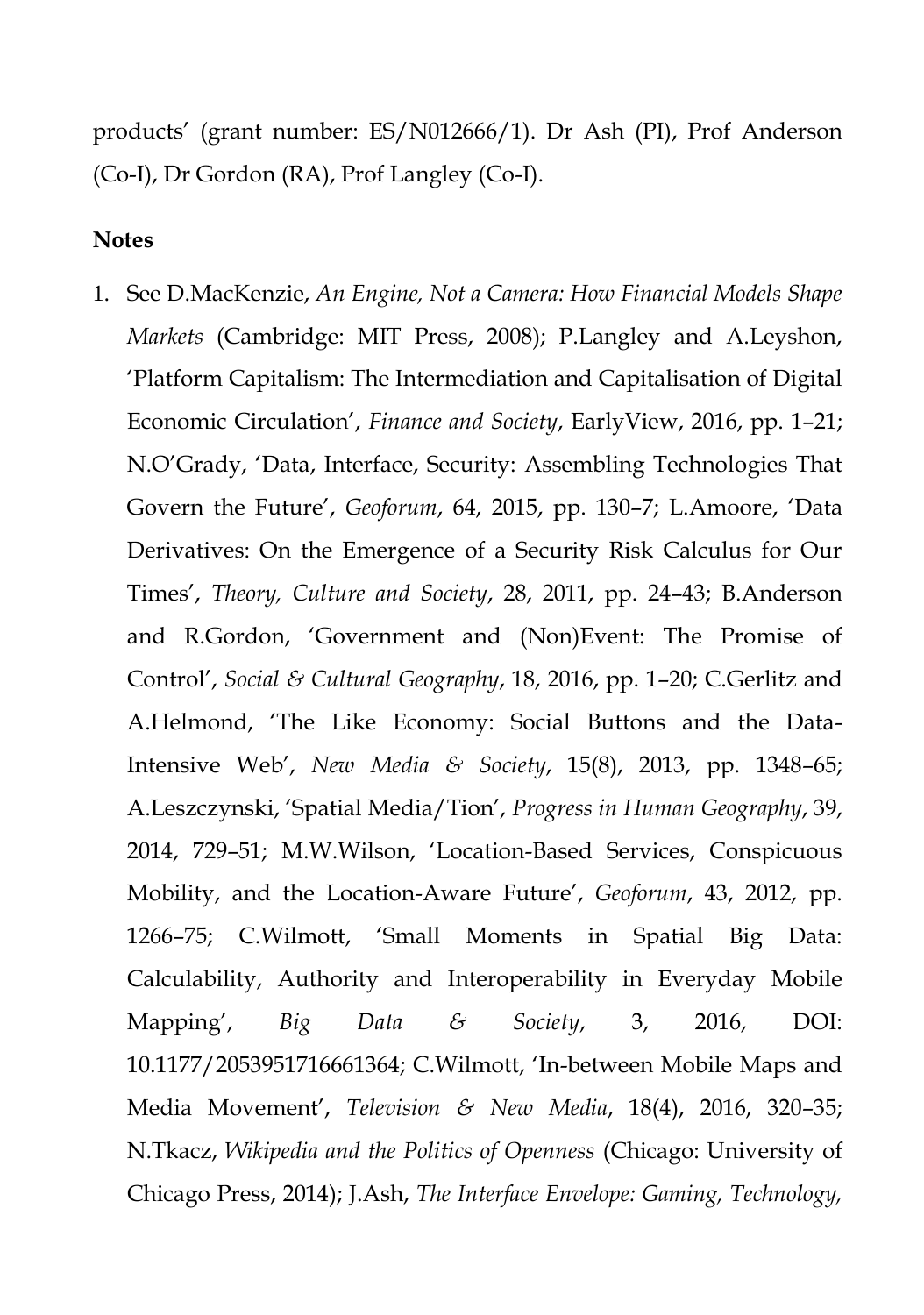products' (grant number: ES/N012666/1). Dr Ash (PI), Prof Anderson (Co-I), Dr Gordon (RA), Prof Langley (Co-I).

**Notes**

1. See D.MacKenzie, *An Engine, Not a Camera: How Financial Models Shape Markets* (Cambridge: MIT Press, 2008); P.Langley and A.Leyshon, 'Platform Capitalism: The Intermediation and Capitalisation of Digital Economic Circulation', *Finance and Society*, EarlyView, 2016, pp. 1–21; N.O'Grady, 'Data, Interface, Security: Assembling Technologies That Govern the Future', *Geoforum*, 64, 2015, pp. 130–7; L.Amoore, 'Data Derivatives: On the Emergence of a Security Risk Calculus for Our Times', *Theory, Culture and Society*, 28, 2011, pp. 24–43; B.Anderson and R.Gordon, 'Government and (Non)Event: The Promise of Control', *Social & Cultural Geography*, 18, 2016, pp. 1–20; C.Gerlitz and A.Helmond, 'The Like Economy: Social Buttons and the Data-Intensive Web', *New Media & Society*, 15(8), 2013, pp. 1348–65; A.Leszczynski, 'Spatial Media/Tion', *Progress in Human Geography*, 39, 2014, 729–51; M.W.Wilson, 'Location-Based Services, Conspicuous Mobility, and the Location-Aware Future', *Geoforum*, 43, 2012, pp. 1266–75; C.Wilmott, 'Small Moments in Spatial Big Data: Calculability, Authority and Interoperability in Everyday Mobile Mapping', *Big Data & Society*, 3, 2016, DOI: 10.1177/2053951716661364; C.Wilmott, 'In-between Mobile Maps and Media Movement', *Television & New Media*, 18(4), 2016, 320–35; N.Tkacz, *Wikipedia and the Politics of Openness* (Chicago: University of Chicago Press, 2014); J.Ash, *The Interface Envelope: Gaming, Technology,*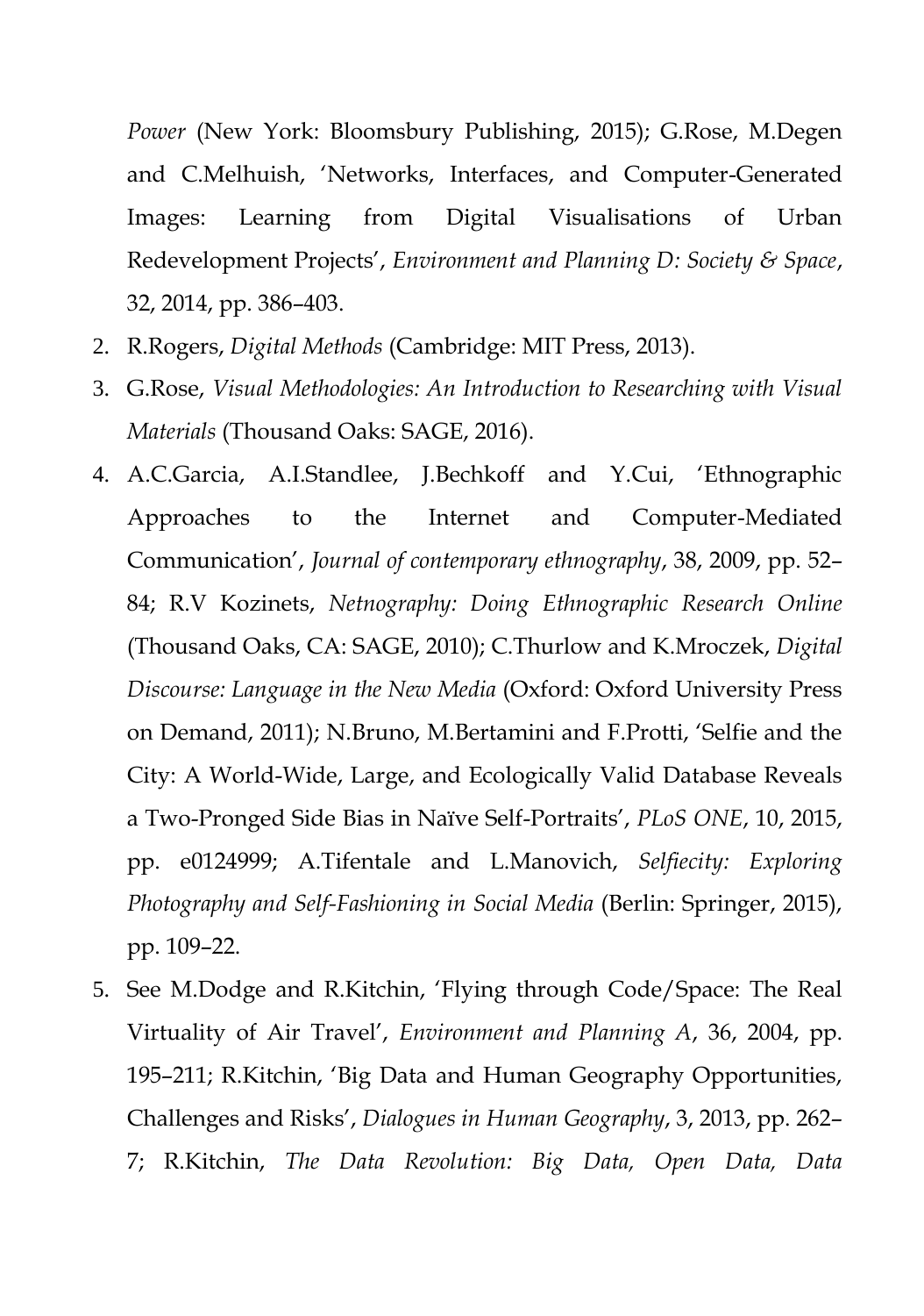*Power* (New York: Bloomsbury Publishing, 2015); G.Rose, M.Degen and C.Melhuish, 'Networks, Interfaces, and Computer-Generated Images: Learning from Digital Visualisations of Urban Redevelopment Projects', *Environment and Planning D: Society & Space*, 32, 2014, pp. 386–403.

2. R.Rogers, *Digital Methods* (Cambridge: MIT Press, 2013).
3. G.Rose, *Visual Methodologies: An Introduction to Researching with Visual Materials* (Thousand Oaks: SAGE, 2016).
4. A.C.Garcia, A.I.Standlee, J.Bechkoff and Y.Cui, 'Ethnographic Approaches to the Internet and Computer-Mediated Communication', *Journal of contemporary ethnography*, 38, 2009, pp. 52–84; R.V Kozinets, *Netnography: Doing Ethnographic Research Online* (Thousand Oaks, CA: SAGE, 2010); C.Thurlow and K.Mroczek, *Digital Discourse: Language in the New Media* (Oxford: Oxford University Press on Demand, 2011); N.Bruno, M.Bertamini and F.Protti, 'Selfie and the City: A World-Wide, Large, and Ecologically Valid Database Reveals a Two-Pronged Side Bias in Naïve Self-Portraits', *PLoS ONE*, 10, 2015, pp. e0124999; A.Tifentale and L.Manovich, *Selfiecity: Exploring Photography and Self-Fashioning in Social Media* (Berlin: Springer, 2015), pp. 109–22.
5. See M.Dodge and R.Kitchin, 'Flying through Code/Space: The Real Virtuality of Air Travel', *Environment and Planning A*, 36, 2004, pp. 195–211; R.Kitchin, 'Big Data and Human Geography Opportunities, Challenges and Risks', *Dialogues in Human Geography*, 3, 2013, pp. 262–7; R.Kitchin, *The Data Revolution: Big Data, Open Data, Data*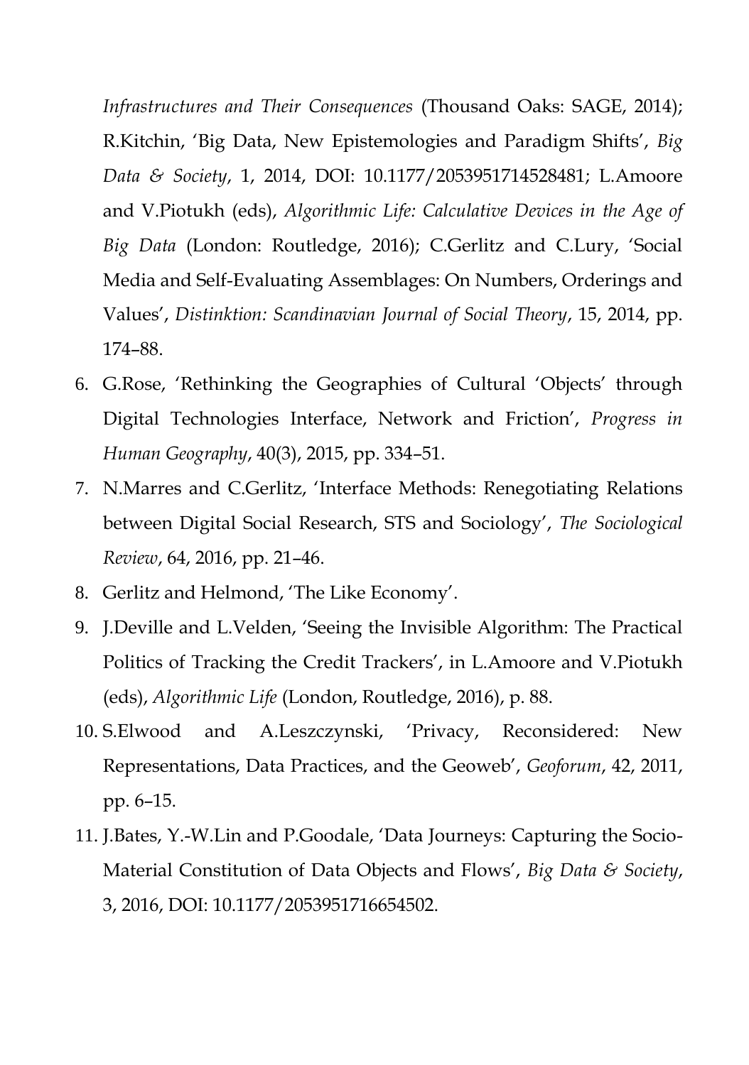*Infrastructures and Their Consequences* (Thousand Oaks: SAGE, 2014); R.Kitchin, 'Big Data, New Epistemologies and Paradigm Shifts', *Big Data & Society*, 1, 2014, DOI: 10.1177/2053951714528481; L.Amoore and V.Piotukh (eds), *Algorithmic Life: Calculative Devices in the Age of Big Data* (London: Routledge, 2016); C.Gerlitz and C.Lury, 'Social Media and Self-Evaluating Assemblages: On Numbers, Orderings and Values', *Distinktion: Scandinavian Journal of Social Theory*, 15, 2014, pp. 174–88.

6. G.Rose, 'Rethinking the Geographies of Cultural 'Objects' through Digital Technologies Interface, Network and Friction', *Progress in Human Geography*, 40(3), 2015, pp. 334–51.
7. N.Marres and C.Gerlitz, 'Interface Methods: Renegotiating Relations between Digital Social Research, STS and Sociology', *The Sociological Review*, 64, 2016, pp. 21–46.
8. Gerlitz and Helmond, 'The Like Economy'.
9. J.Deville and L.Velden, 'Seeing the Invisible Algorithm: The Practical Politics of Tracking the Credit Trackers', in L.Amoore and V.Piotukh (eds), *Algorithmic Life* (London, Routledge, 2016), p. 88.
10. S.Elwood and A.Leszczynski, 'Privacy, Reconsidered: New Representations, Data Practices, and the Geoweb', *Geoforum*, 42, 2011, pp. 6–15.
11. J.Bates, Y.-W.Lin and P.Goodale, 'Data Journeys: Capturing the Socio-Material Constitution of Data Objects and Flows', *Big Data & Society*, 3, 2016, DOI: 10.1177/2053951716654502.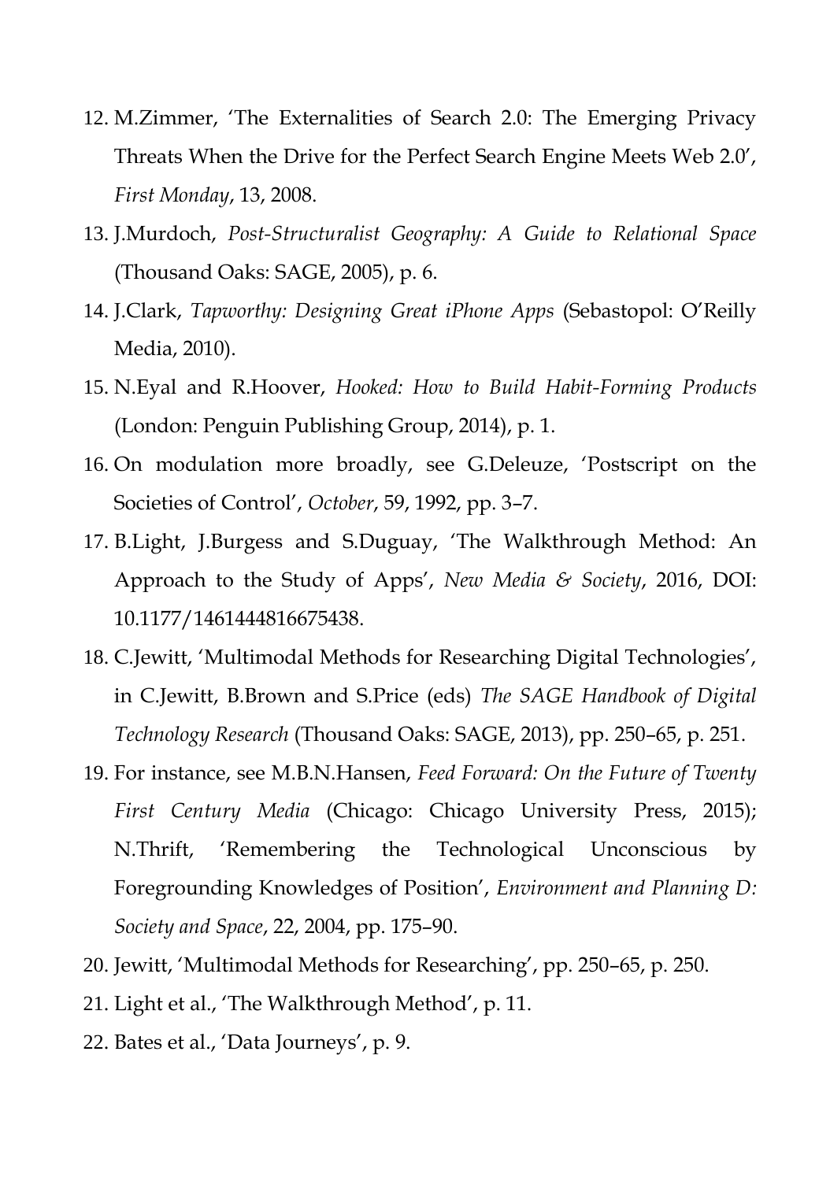12. M.Zimmer, 'The Externalities of Search 2.0: The Emerging Privacy Threats When the Drive for the Perfect Search Engine Meets Web 2.0', *First Monday*, 13, 2008.
13. J.Murdoch, *Post-Structuralist Geography: A Guide to Relational Space* (Thousand Oaks: SAGE, 2005), p. 6.
14. J.Clark, *Tapworthy: Designing Great iPhone Apps* (Sebastopol: O'Reilly Media, 2010).
15. N.Eyal and R.Hoover, *Hooked: How to Build Habit-Forming Products* (London: Penguin Publishing Group, 2014), p. 1.
16. On modulation more broadly, see G.Deleuze, 'Postscript on the Societies of Control', *October*, 59, 1992, pp. 3–7.
17. B.Light, J.Burgess and S.Duguay, 'The Walkthrough Method: An Approach to the Study of Apps', *New Media & Society*, 2016, DOI: 10.1177/1461444816675438.
18. C.Jewitt, 'Multimodal Methods for Researching Digital Technologies', in C.Jewitt, B.Brown and S.Price (eds) *The SAGE Handbook of Digital Technology Research* (Thousand Oaks: SAGE, 2013), pp. 250–65, p. 251.
19. For instance, see M.B.N.Hansen, *Feed Forward: On the Future of Twenty First Century Media* (Chicago: Chicago University Press, 2015); N.Thrift, 'Remembering the Technological Unconscious by Foregrounding Knowledges of Position', *Environment and Planning D: Society and Space*, 22, 2004, pp. 175–90.
20. Jewitt, 'Multimodal Methods for Researching', pp. 250–65, p. 250.
21. Light et al., 'The Walkthrough Method', p. 11.
22. Bates et al., 'Data Journeys', p. 9.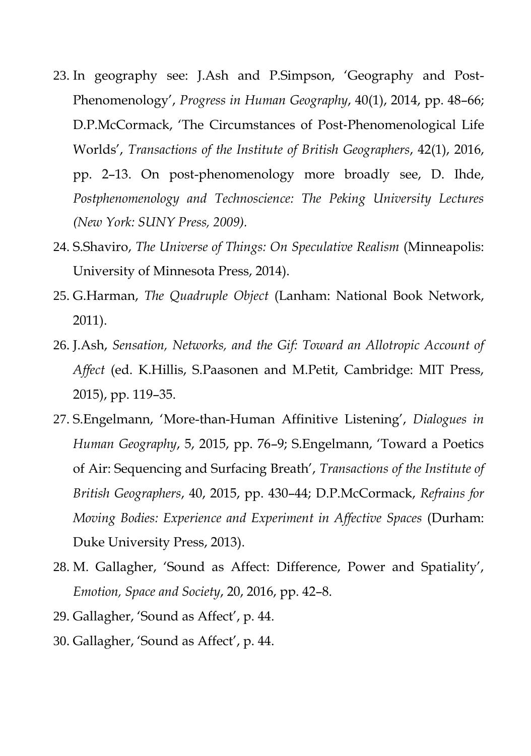23. In geography see: J.Ash and P.Simpson, 'Geography and Post-Phenomenology', *Progress in Human Geography*, 40(1), 2014, pp. 48–66; D.P.McCormack, 'The Circumstances of Post-Phenomenological Life Worlds', *Transactions of the Institute of British Geographers*, 42(1), 2016, pp. 2–13. On post-phenomenology more broadly see, D. Ihde, *Postphenomenology and Technoscience: The Peking University Lectures (New York: SUNY Press, 2009).*
24. S.Shaviro, *The Universe of Things: On Speculative Realism* (Minneapolis: University of Minnesota Press, 2014).
25. G.Harman, *The Quadruple Object* (Lanham: National Book Network, 2011).
26. J.Ash, *Sensation, Networks, and the Gif: Toward an Allotropic Account of Affect* (ed. K.Hillis, S.Paasonen and M.Petit, Cambridge: MIT Press, 2015), pp. 119–35.
27. S.Engelmann, 'More-than-Human Affinitive Listening', *Dialogues in Human Geography*, 5, 2015, pp. 76–9; S.Engelmann, 'Toward a Poetics of Air: Sequencing and Surfacing Breath', *Transactions of the Institute of British Geographers*, 40, 2015, pp. 430–44; D.P.McCormack, *Refrains for Moving Bodies: Experience and Experiment in Affective Spaces* (Durham: Duke University Press, 2013).
28. M. Gallagher, 'Sound as Affect: Difference, Power and Spatiality', *Emotion, Space and Society*, 20, 2016, pp. 42–8.
29. Gallagher, 'Sound as Affect', p. 44.
30. Gallagher, 'Sound as Affect', p. 44.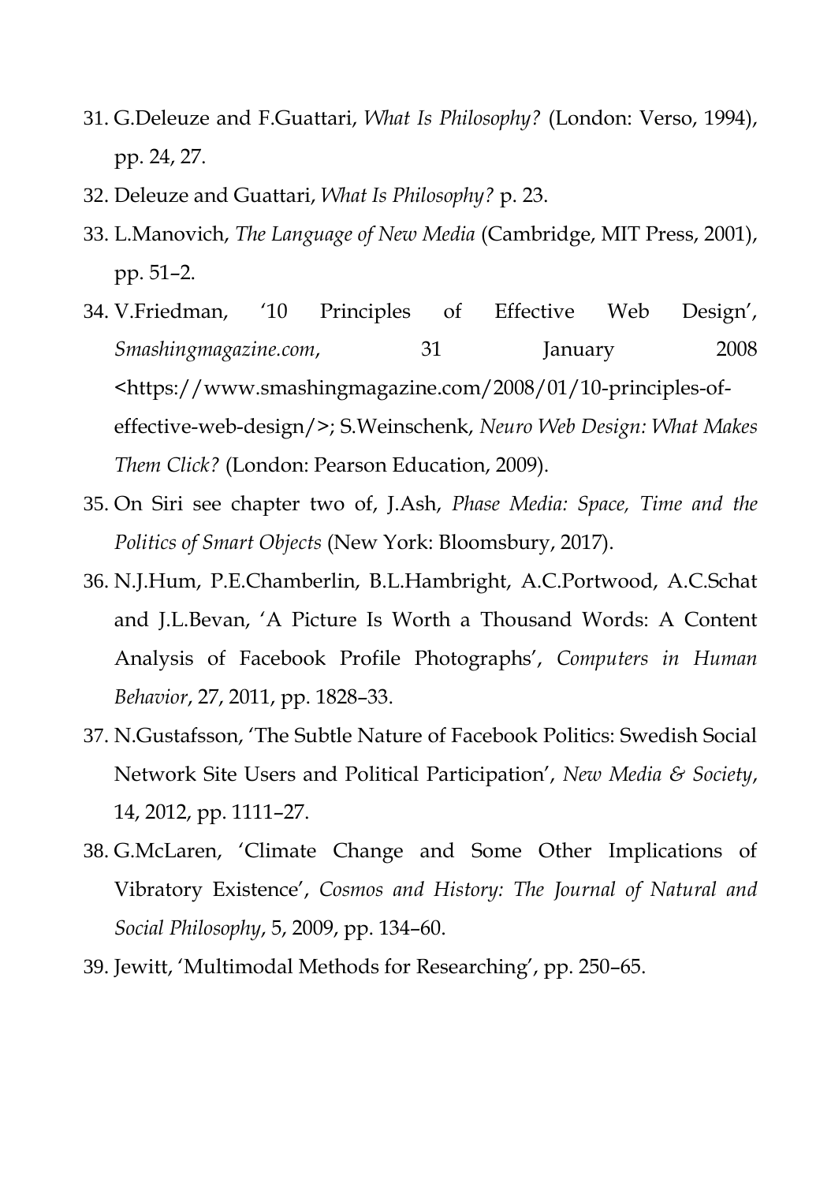31. G.Deleuze and F.Guattari, *What Is Philosophy?* (London: Verso, 1994), pp. 24, 27.
32. Deleuze and Guattari, *What Is Philosophy?* p. 23.
33. L.Manovich, *The Language of New Media* (Cambridge, MIT Press, 2001), pp. 51–2.
34. V.Friedman, '10 Principles of Effective Web Design', *Smashingmagazine.com*, 31 January 2008 <https://www.smashingmagazine.com/2008/01/10-principles-of-effective-web-design/>; S.Weinschenk, *Neuro Web Design: What Makes Them Click?* (London: Pearson Education, 2009).
35. On Siri see chapter two of, J.Ash, *Phase Media: Space, Time and the Politics of Smart Objects* (New York: Bloomsbury, 2017).
36. N.J.Hum, P.E.Chamberlin, B.L.Hambright, A.C.Portwood, A.C.Schat and J.L.Bevan, 'A Picture Is Worth a Thousand Words: A Content Analysis of Facebook Profile Photographs', *Computers in Human Behavior*, 27, 2011, pp. 1828–33.
37. N.Gustafsson, 'The Subtle Nature of Facebook Politics: Swedish Social Network Site Users and Political Participation', *New Media & Society*, 14, 2012, pp. 1111–27.
38. G.McLaren, 'Climate Change and Some Other Implications of Vibratory Existence', *Cosmos and History: The Journal of Natural and Social Philosophy*, 5, 2009, pp. 134–60.
39. Jewitt, 'Multimodal Methods for Researching', pp. 250–65.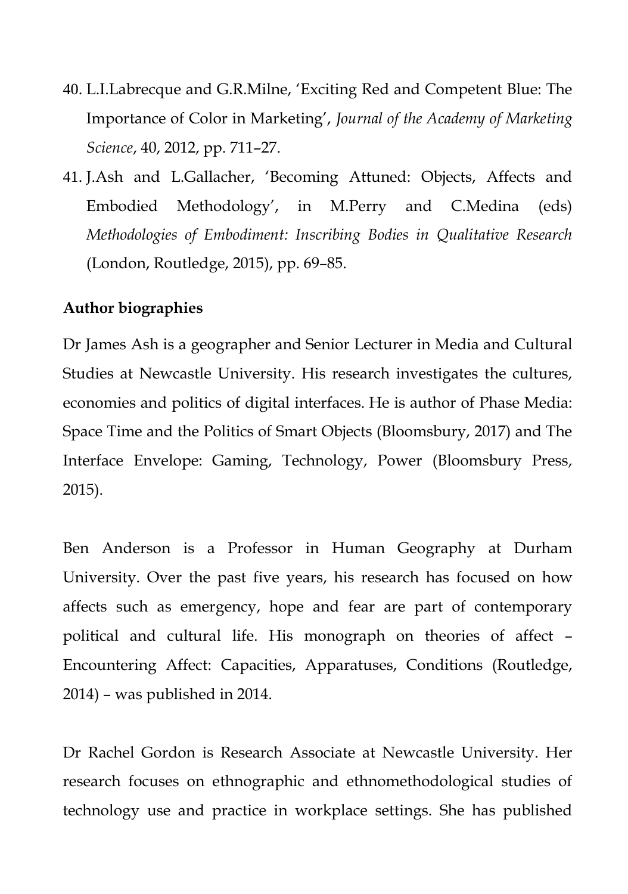40. L.I.Labrecque and G.R.Milne, 'Exciting Red and Competent Blue: The Importance of Color in Marketing', *Journal of the Academy of Marketing Science*, 40, 2012, pp. 711–27.
41. J.Ash and L.Gallacher, 'Becoming Attuned: Objects, Affects and Embodied Methodology', in M.Perry and C.Medina (eds) *Methodologies of Embodiment: Inscribing Bodies in Qualitative Research* (London, Routledge, 2015), pp. 69–85.

**Author biographies**

Dr James Ash is a geographer and Senior Lecturer in Media and Cultural Studies at Newcastle University. His research investigates the cultures, economies and politics of digital interfaces. He is author of Phase Media: Space Time and the Politics of Smart Objects (Bloomsbury, 2017) and The Interface Envelope: Gaming, Technology, Power (Bloomsbury Press, 2015).

Ben Anderson is a Professor in Human Geography at Durham University. Over the past five years, his research has focused on how affects such as emergency, hope and fear are part of contemporary political and cultural life. His monograph on theories of affect – Encountering Affect: Capacities, Apparatuses, Conditions (Routledge, 2014) – was published in 2014.

Dr Rachel Gordon is Research Associate at Newcastle University. Her research focuses on ethnographic and ethnomethodological studies of technology use and practice in workplace settings. She has published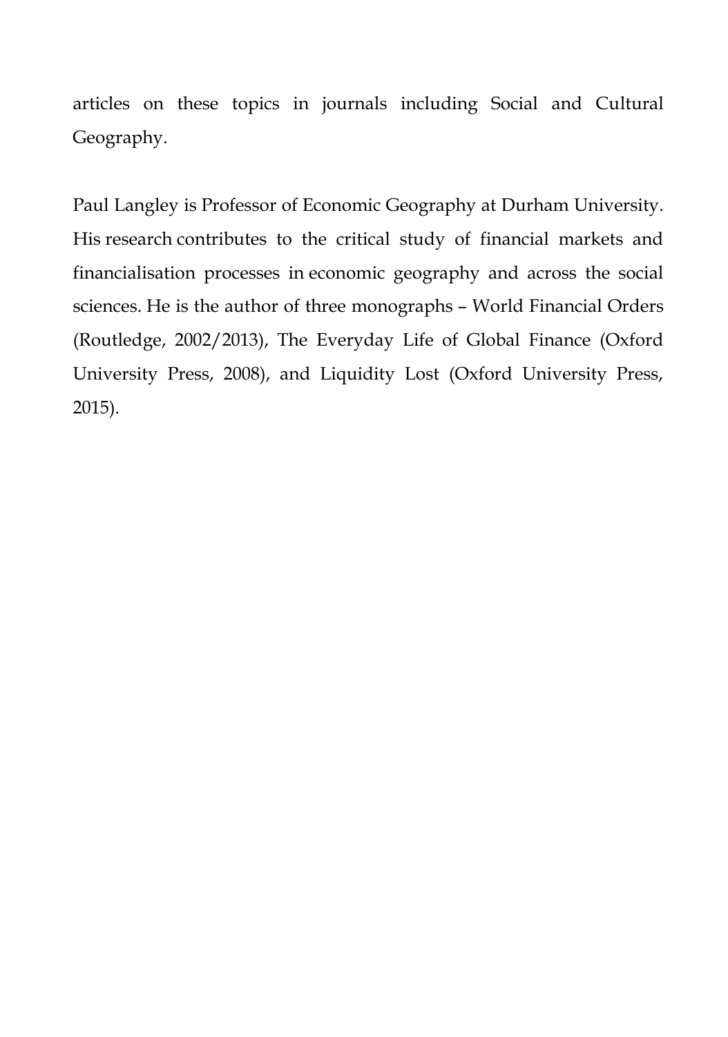articles on these topics in journals including Social and Cultural Geography.

Paul Langley is Professor of Economic Geography at Durham University. His research contributes to the critical study of financial markets and financialisation processes in economic geography and across the social sciences. He is the author of three monographs – World Financial Orders (Routledge, 2002/2013), The Everyday Life of Global Finance (Oxford University Press, 2008), and Liquidity Lost (Oxford University Press, 2015).